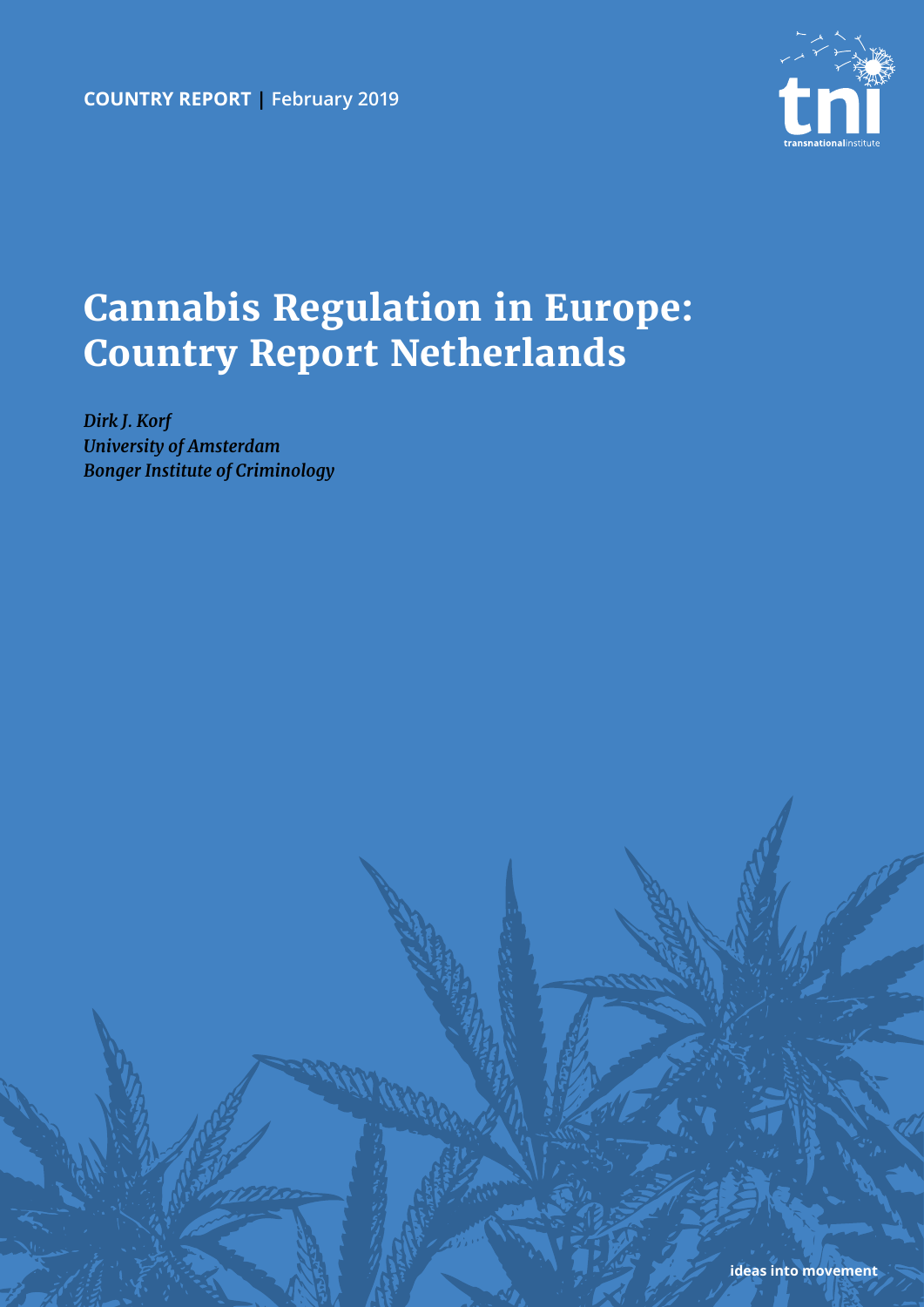**COUNTRY REPORT | February 2019**

# Cannabis Regulation in Europe: Country Report Netherlands

*Dirk J. Korf*
*University of Amsterdam*
*Bonger Institute of Criminology*

ideas into movement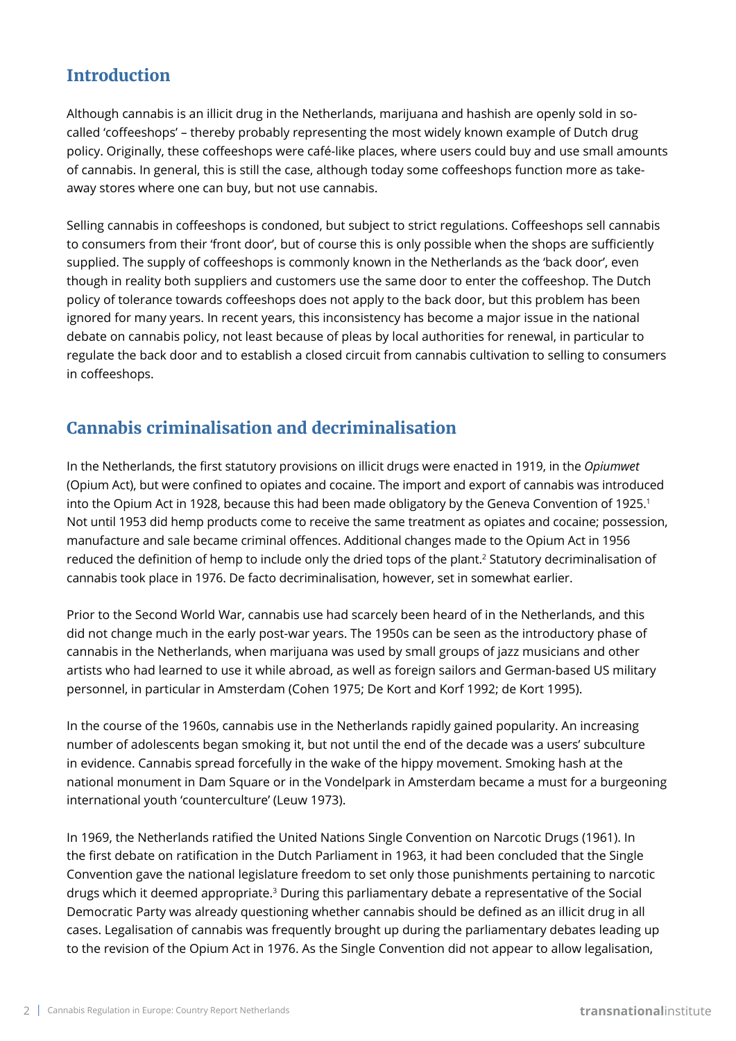## Introduction

Although cannabis is an illicit drug in the Netherlands, marijuana and hashish are openly sold in so-called 'coffeeshops' – thereby probably representing the most widely known example of Dutch drug policy. Originally, these coffeeshops were café-like places, where users could buy and use small amounts of cannabis. In general, this is still the case, although today some coffeeshops function more as take-away stores where one can buy, but not use cannabis.

Selling cannabis in coffeeshops is condoned, but subject to strict regulations. Coffeeshops sell cannabis to consumers from their 'front door', but of course this is only possible when the shops are sufficiently supplied. The supply of coffeeshops is commonly known in the Netherlands as the 'back door', even though in reality both suppliers and customers use the same door to enter the coffeeshop. The Dutch policy of tolerance towards coffeeshops does not apply to the back door, but this problem has been ignored for many years. In recent years, this inconsistency has become a major issue in the national debate on cannabis policy, not least because of pleas by local authorities for renewal, in particular to regulate the back door and to establish a closed circuit from cannabis cultivation to selling to consumers in coffeeshops.

## Cannabis criminalisation and decriminalisation

In the Netherlands, the first statutory provisions on illicit drugs were enacted in 1919, in the *Opiumwet* (Opium Act), but were confined to opiates and cocaine. The import and export of cannabis was introduced into the Opium Act in 1928, because this had been made obligatory by the Geneva Convention of 1925.[1] Not until 1953 did hemp products come to receive the same treatment as opiates and cocaine; possession, manufacture and sale became criminal offences. Additional changes made to the Opium Act in 1956 reduced the definition of hemp to include only the dried tops of the plant.[2] Statutory decriminalisation of cannabis took place in 1976. De facto decriminalisation, however, set in somewhat earlier.

Prior to the Second World War, cannabis use had scarcely been heard of in the Netherlands, and this did not change much in the early post-war years. The 1950s can be seen as the introductory phase of cannabis in the Netherlands, when marijuana was used by small groups of jazz musicians and other artists who had learned to use it while abroad, as well as foreign sailors and German-based US military personnel, in particular in Amsterdam (Cohen 1975; De Kort and Korf 1992; de Kort 1995).

In the course of the 1960s, cannabis use in the Netherlands rapidly gained popularity. An increasing number of adolescents began smoking it, but not until the end of the decade was a users' subculture in evidence. Cannabis spread forcefully in the wake of the hippy movement. Smoking hash at the national monument in Dam Square or in the Vondelpark in Amsterdam became a must for a burgeoning international youth 'counterculture' (Leuw 1973).

In 1969, the Netherlands ratified the United Nations Single Convention on Narcotic Drugs (1961). In the first debate on ratification in the Dutch Parliament in 1963, it had been concluded that the Single Convention gave the national legislature freedom to set only those punishments pertaining to narcotic drugs which it deemed appropriate.[3] During this parliamentary debate a representative of the Social Democratic Party was already questioning whether cannabis should be defined as an illicit drug in all cases. Legalisation of cannabis was frequently brought up during the parliamentary debates leading up to the revision of the Opium Act in 1976. As the Single Convention did not appear to allow legalisation,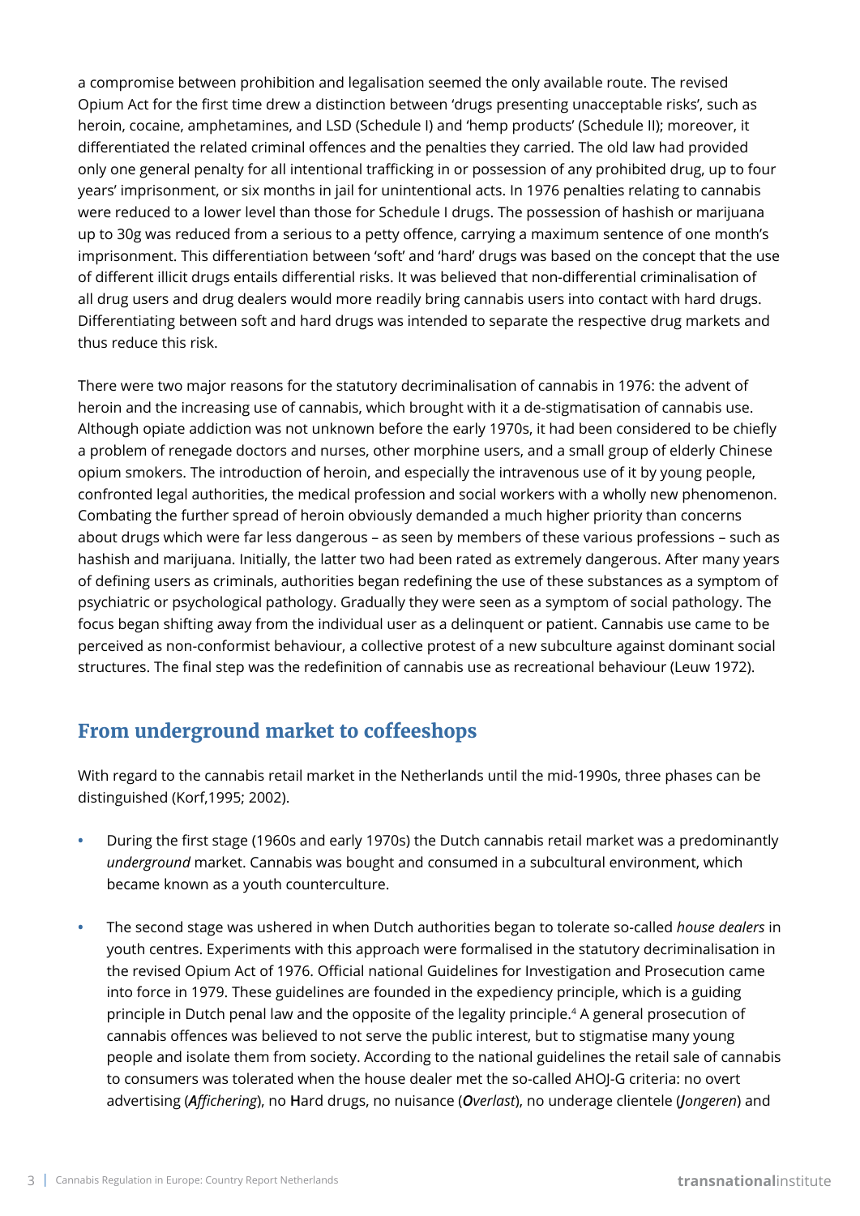a compromise between prohibition and legalisation seemed the only available route. The revised Opium Act for the first time drew a distinction between 'drugs presenting unacceptable risks', such as heroin, cocaine, amphetamines, and LSD (Schedule I) and 'hemp products' (Schedule II); moreover, it differentiated the related criminal offences and the penalties they carried. The old law had provided only one general penalty for all intentional trafficking in or possession of any prohibited drug, up to four years' imprisonment, or six months in jail for unintentional acts. In 1976 penalties relating to cannabis were reduced to a lower level than those for Schedule I drugs. The possession of hashish or marijuana up to 30g was reduced from a serious to a petty offence, carrying a maximum sentence of one month's imprisonment. This differentiation between 'soft' and 'hard' drugs was based on the concept that the use of different illicit drugs entails differential risks. It was believed that non-differential criminalisation of all drug users and drug dealers would more readily bring cannabis users into contact with hard drugs. Differentiating between soft and hard drugs was intended to separate the respective drug markets and thus reduce this risk.

There were two major reasons for the statutory decriminalisation of cannabis in 1976: the advent of heroin and the increasing use of cannabis, which brought with it a de-stigmatisation of cannabis use. Although opiate addiction was not unknown before the early 1970s, it had been considered to be chiefly a problem of renegade doctors and nurses, other morphine users, and a small group of elderly Chinese opium smokers. The introduction of heroin, and especially the intravenous use of it by young people, confronted legal authorities, the medical profession and social workers with a wholly new phenomenon. Combating the further spread of heroin obviously demanded a much higher priority than concerns about drugs which were far less dangerous – as seen by members of these various professions – such as hashish and marijuana. Initially, the latter two had been rated as extremely dangerous. After many years of defining users as criminals, authorities began redefining the use of these substances as a symptom of psychiatric or psychological pathology. Gradually they were seen as a symptom of social pathology. The focus began shifting away from the individual user as a delinquent or patient. Cannabis use came to be perceived as non-conformist behaviour, a collective protest of a new subculture against dominant social structures. The final step was the redefinition of cannabis use as recreational behaviour (Leuw 1972).

## From underground market to coffeeshops

With regard to the cannabis retail market in the Netherlands until the mid-1990s, three phases can be distinguished (Korf,1995; 2002).

- During the first stage (1960s and early 1970s) the Dutch cannabis retail market was a predominantly *underground* market. Cannabis was bought and consumed in a subcultural environment, which became known as a youth counterculture.

- The second stage was ushered in when Dutch authorities began to tolerate so-called *house dealers* in youth centres. Experiments with this approach were formalised in the statutory decriminalisation in the revised Opium Act of 1976. Official national Guidelines for Investigation and Prosecution came into force in 1979. These guidelines are founded in the expediency principle, which is a guiding principle in Dutch penal law and the opposite of the legality principle.[4] A general prosecution of cannabis offences was believed to not serve the public interest, but to stigmatise many young people and isolate them from society. According to the national guidelines the retail sale of cannabis to consumers was tolerated when the house dealer met the so-called AHOJ-G criteria: no overt advertising (***A****ffichering*), no **H**ard drugs, no nuisance (***O****verlast*), no underage clientele (***J****ongeren*) and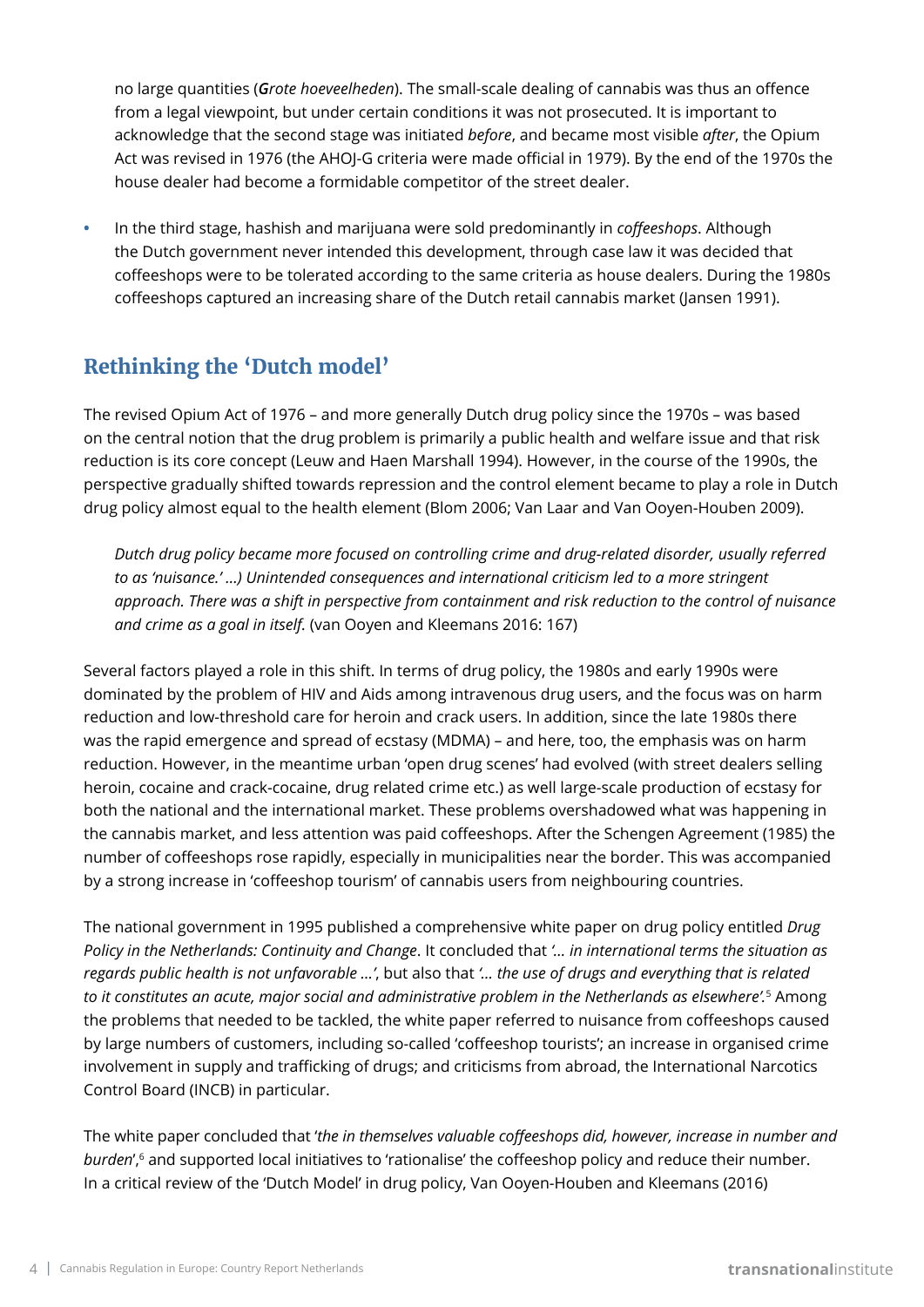no large quantities (***G****rote hoeveelheden*). The small-scale dealing of cannabis was thus an offence from a legal viewpoint, but under certain conditions it was not prosecuted. It is important to acknowledge that the second stage was initiated *before*, and became most visible *after*, the Opium Act was revised in 1976 (the AHOJ-G criteria were made official in 1979). By the end of the 1970s the house dealer had become a formidable competitor of the street dealer.

- In the third stage, hashish and marijuana were sold predominantly in *coffeeshops*. Although the Dutch government never intended this development, through case law it was decided that coffeeshops were to be tolerated according to the same criteria as house dealers. During the 1980s coffeeshops captured an increasing share of the Dutch retail cannabis market (Jansen 1991).

## Rethinking the 'Dutch model'

The revised Opium Act of 1976 – and more generally Dutch drug policy since the 1970s – was based on the central notion that the drug problem is primarily a public health and welfare issue and that risk reduction is its core concept (Leuw and Haen Marshall 1994). However, in the course of the 1990s, the perspective gradually shifted towards repression and the control element became to play a role in Dutch drug policy almost equal to the health element (Blom 2006; Van Laar and Van Ooyen-Houben 2009).

> *Dutch drug policy became more focused on controlling crime and drug-related disorder, usually referred to as 'nuisance.' …) Unintended consequences and international criticism led to a more stringent approach. There was a shift in perspective from containment and risk reduction to the control of nuisance and crime as a goal in itself.* (van Ooyen and Kleemans 2016: 167)

Several factors played a role in this shift. In terms of drug policy, the 1980s and early 1990s were dominated by the problem of HIV and Aids among intravenous drug users, and the focus was on harm reduction and low-threshold care for heroin and crack users. In addition, since the late 1980s there was the rapid emergence and spread of ecstasy (MDMA) – and here, too, the emphasis was on harm reduction. However, in the meantime urban 'open drug scenes' had evolved (with street dealers selling heroin, cocaine and crack-cocaine, drug related crime etc.) as well large-scale production of ecstasy for both the national and the international market. These problems overshadowed what was happening in the cannabis market, and less attention was paid coffeeshops. After the Schengen Agreement (1985) the number of coffeeshops rose rapidly, especially in municipalities near the border. This was accompanied by a strong increase in 'coffeeshop tourism' of cannabis users from neighbouring countries.

The national government in 1995 published a comprehensive white paper on drug policy entitled *Drug Policy in the Netherlands: Continuity and Change*. It concluded that *'… in international terms the situation as regards public health is not unfavorable …'*, but also that *'… the use of drugs and everything that is related to it constitutes an acute, major social and administrative problem in the Netherlands as elsewhere'.*[5] Among the problems that needed to be tackled, the white paper referred to nuisance from coffeeshops caused by large numbers of customers, including so-called 'coffeeshop tourists'; an increase in organised crime involvement in supply and trafficking of drugs; and criticisms from abroad, the International Narcotics Control Board (INCB) in particular.

The white paper concluded that '*the in themselves valuable coffeeshops did, however, increase in number and burden*',[6] and supported local initiatives to 'rationalise' the coffeeshop policy and reduce their number. In a critical review of the 'Dutch Model' in drug policy, Van Ooyen-Houben and Kleemans (2016)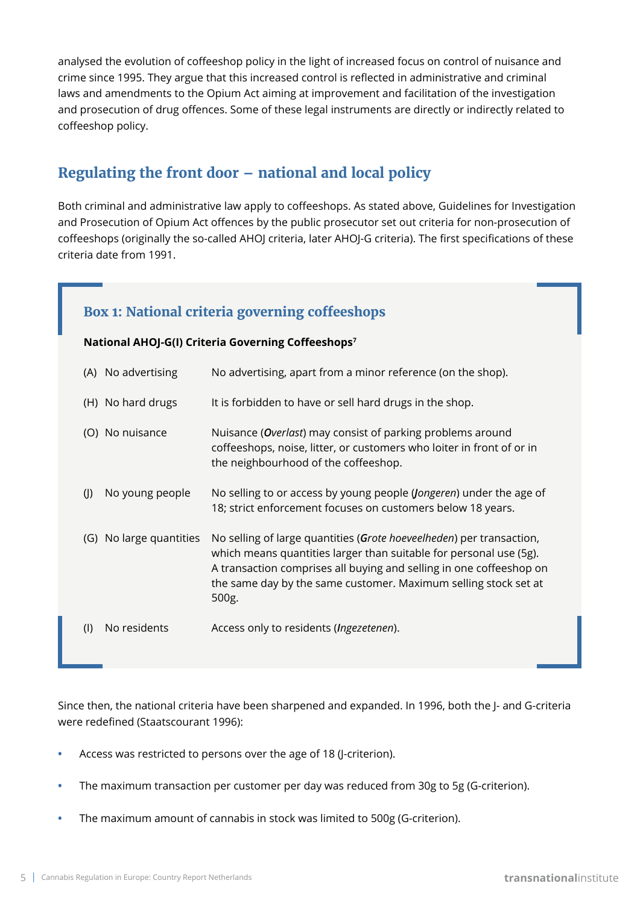analysed the evolution of coffeeshop policy in the light of increased focus on control of nuisance and crime since 1995. They argue that this increased control is reflected in administrative and criminal laws and amendments to the Opium Act aiming at improvement and facilitation of the investigation and prosecution of drug offences. Some of these legal instruments are directly or indirectly related to coffeeshop policy.

## Regulating the front door – national and local policy

Both criminal and administrative law apply to coffeeshops. As stated above, Guidelines for Investigation and Prosecution of Opium Act offences by the public prosecutor set out criteria for non-prosecution of coffeeshops (originally the so-called AHOJ criteria, later AHOJ-G criteria). The first specifications of these criteria date from 1991.

### Box 1: National criteria governing coffeeshops

**National AHOJ-G(I) Criteria Governing Coffeeshops**[7]

| Criterion | Description |
|---|---|
| (A) No advertising | No advertising, apart from a minor reference (on the shop). |
| (H) No hard drugs | It is forbidden to have or sell hard drugs in the shop. |
| (O) No nuisance | Nuisance (***O**verlast*) may consist of parking problems around coffeeshops, noise, litter, or customers who loiter in front of or in the neighbourhood of the coffeeshop. |
| (J) No young people | No selling to or access by young people (***J**ongeren*) under the age of 18; strict enforcement focuses on customers below 18 years. |
| (G) No large quantities | No selling of large quantities (***G**rote hoeveelheden*) per transaction, which means quantities larger than suitable for personal use (5g). A transaction comprises all buying and selling in one coffeeshop on the same day by the same customer. Maximum selling stock set at 500g. |
| (I) No residents | Access only to residents (*Ingezetenen*). |

Since then, the national criteria have been sharpened and expanded. In 1996, both the J- and G-criteria were redefined (Staatscourant 1996):

- Access was restricted to persons over the age of 18 (J-criterion).
- The maximum transaction per customer per day was reduced from 30g to 5g (G-criterion).
- The maximum amount of cannabis in stock was limited to 500g (G-criterion).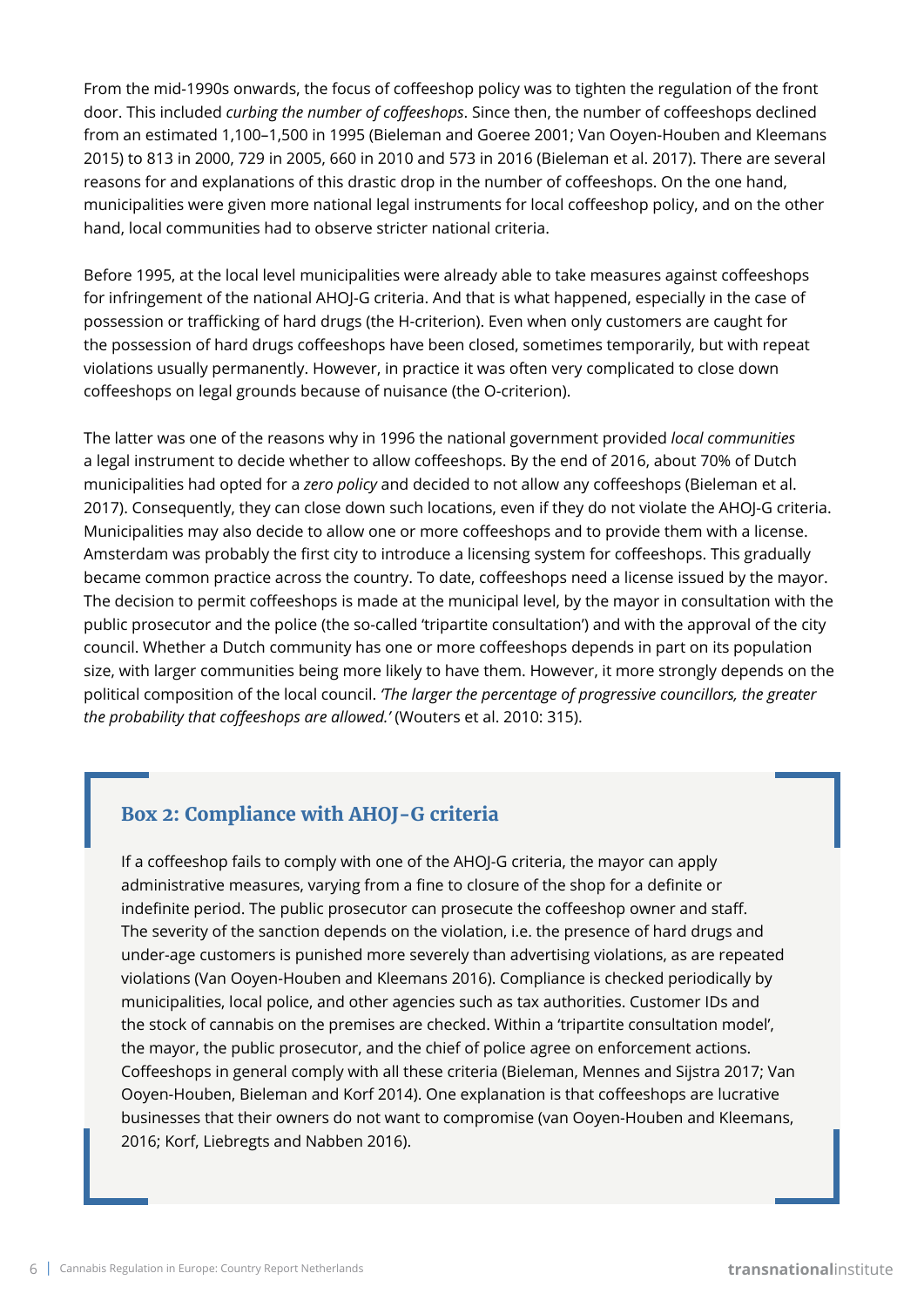From the mid-1990s onwards, the focus of coffeeshop policy was to tighten the regulation of the front door. This included *curbing the number of coffeeshops*. Since then, the number of coffeeshops declined from an estimated 1,100–1,500 in 1995 (Bieleman and Goeree 2001; Van Ooyen-Houben and Kleemans 2015) to 813 in 2000, 729 in 2005, 660 in 2010 and 573 in 2016 (Bieleman et al. 2017). There are several reasons for and explanations of this drastic drop in the number of coffeeshops. On the one hand, municipalities were given more national legal instruments for local coffeeshop policy, and on the other hand, local communities had to observe stricter national criteria.

Before 1995, at the local level municipalities were already able to take measures against coffeeshops for infringement of the national AHOJ-G criteria. And that is what happened, especially in the case of possession or trafficking of hard drugs (the H-criterion). Even when only customers are caught for the possession of hard drugs coffeeshops have been closed, sometimes temporarily, but with repeat violations usually permanently. However, in practice it was often very complicated to close down coffeeshops on legal grounds because of nuisance (the O-criterion).

The latter was one of the reasons why in 1996 the national government provided *local communities* a legal instrument to decide whether to allow coffeeshops. By the end of 2016, about 70% of Dutch municipalities had opted for a *zero policy* and decided to not allow any coffeeshops (Bieleman et al. 2017). Consequently, they can close down such locations, even if they do not violate the AHOJ-G criteria. Municipalities may also decide to allow one or more coffeeshops and to provide them with a license. Amsterdam was probably the first city to introduce a licensing system for coffeeshops. This gradually became common practice across the country. To date, coffeeshops need a license issued by the mayor. The decision to permit coffeeshops is made at the municipal level, by the mayor in consultation with the public prosecutor and the police (the so-called 'tripartite consultation') and with the approval of the city council. Whether a Dutch community has one or more coffeeshops depends in part on its population size, with larger communities being more likely to have them. However, it more strongly depends on the political composition of the local council. *'The larger the percentage of progressive councillors, the greater the probability that coffeeshops are allowed.'* (Wouters et al. 2010: 315).

### Box 2: Compliance with AHOJ-G criteria

If a coffeeshop fails to comply with one of the AHOJ-G criteria, the mayor can apply administrative measures, varying from a fine to closure of the shop for a definite or indefinite period. The public prosecutor can prosecute the coffeeshop owner and staff. The severity of the sanction depends on the violation, i.e. the presence of hard drugs and under-age customers is punished more severely than advertising violations, as are repeated violations (Van Ooyen-Houben and Kleemans 2016). Compliance is checked periodically by municipalities, local police, and other agencies such as tax authorities. Customer IDs and the stock of cannabis on the premises are checked. Within a 'tripartite consultation model', the mayor, the public prosecutor, and the chief of police agree on enforcement actions. Coffeeshops in general comply with all these criteria (Bieleman, Mennes and Sijstra 2017; Van Ooyen-Houben, Bieleman and Korf 2014). One explanation is that coffeeshops are lucrative businesses that their owners do not want to compromise (van Ooyen-Houben and Kleemans, 2016; Korf, Liebregts and Nabben 2016).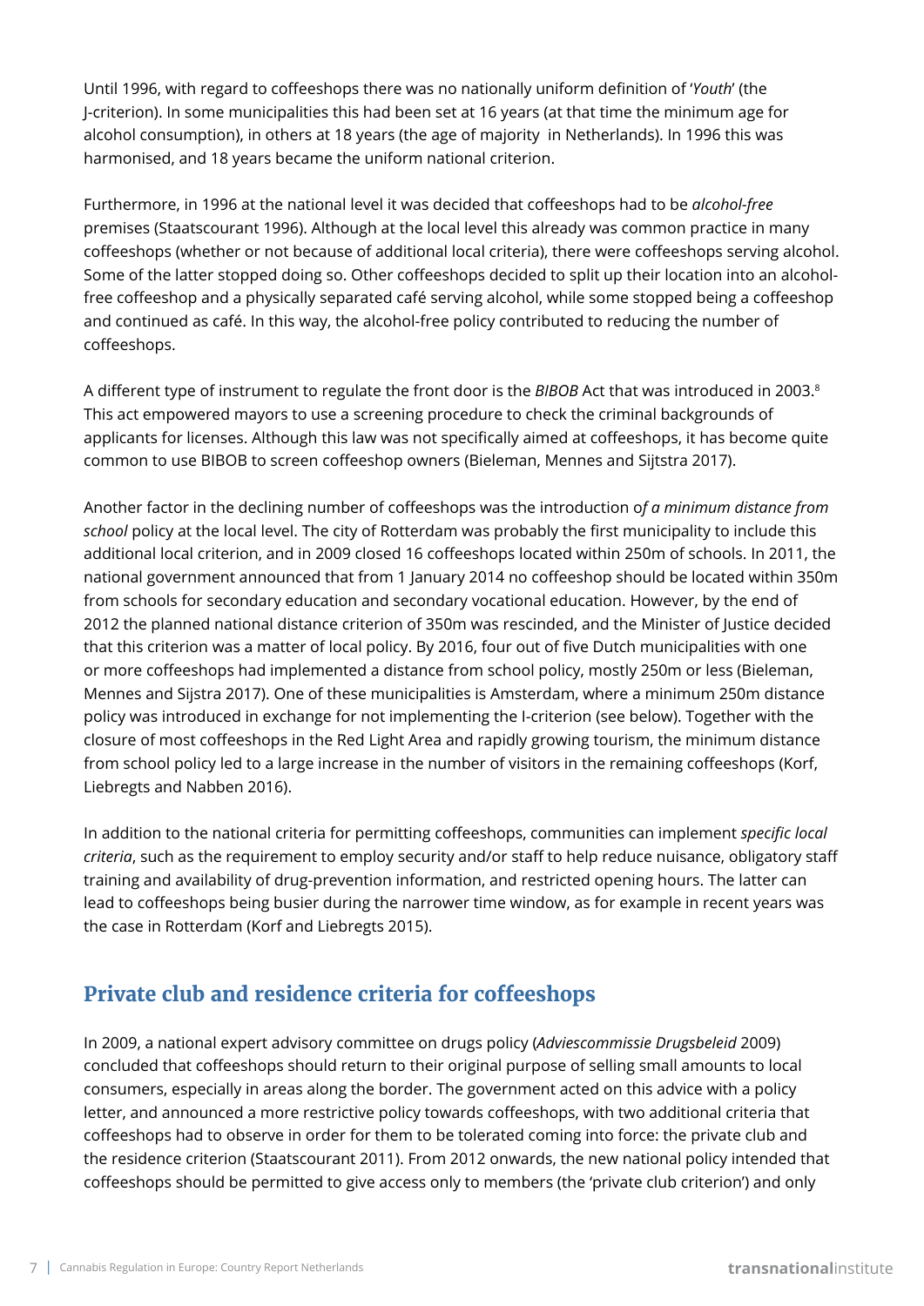Until 1996, with regard to coffeeshops there was no nationally uniform definition of '*Youth*' (the J-criterion). In some municipalities this had been set at 16 years (at that time the minimum age for alcohol consumption), in others at 18 years (the age of majority  in Netherlands). In 1996 this was harmonised, and 18 years became the uniform national criterion.

Furthermore, in 1996 at the national level it was decided that coffeeshops had to be *alcohol-free* premises (Staatscourant 1996). Although at the local level this already was common practice in many coffeeshops (whether or not because of additional local criteria), there were coffeeshops serving alcohol. Some of the latter stopped doing so. Other coffeeshops decided to split up their location into an alcohol-free coffeeshop and a physically separated café serving alcohol, while some stopped being a coffeeshop and continued as café. In this way, the alcohol-free policy contributed to reducing the number of coffeeshops.

A different type of instrument to regulate the front door is the *BIBOB* Act that was introduced in 2003.[8] This act empowered mayors to use a screening procedure to check the criminal backgrounds of applicants for licenses. Although this law was not specifically aimed at coffeeshops, it has become quite common to use BIBOB to screen coffeeshop owners (Bieleman, Mennes and Sijtstra 2017).

Another factor in the declining number of coffeeshops was the introduction o*f a minimum distance from school* policy at the local level. The city of Rotterdam was probably the first municipality to include this additional local criterion, and in 2009 closed 16 coffeeshops located within 250m of schools. In 2011, the national government announced that from 1 January 2014 no coffeeshop should be located within 350m from schools for secondary education and secondary vocational education. However, by the end of 2012 the planned national distance criterion of 350m was rescinded, and the Minister of Justice decided that this criterion was a matter of local policy. By 2016, four out of five Dutch municipalities with one or more coffeeshops had implemented a distance from school policy, mostly 250m or less (Bieleman, Mennes and Sijstra 2017). One of these municipalities is Amsterdam, where a minimum 250m distance policy was introduced in exchange for not implementing the I-criterion (see below). Together with the closure of most coffeeshops in the Red Light Area and rapidly growing tourism, the minimum distance from school policy led to a large increase in the number of visitors in the remaining coffeeshops (Korf, Liebregts and Nabben 2016).

In addition to the national criteria for permitting coffeeshops, communities can implement *specific local criteria*, such as the requirement to employ security and/or staff to help reduce nuisance, obligatory staff training and availability of drug-prevention information, and restricted opening hours. The latter can lead to coffeeshops being busier during the narrower time window, as for example in recent years was the case in Rotterdam (Korf and Liebregts 2015).

## Private club and residence criteria for coffeeshops

In 2009, a national expert advisory committee on drugs policy (*Adviescommissie Drugsbeleid* 2009) concluded that coffeeshops should return to their original purpose of selling small amounts to local consumers, especially in areas along the border. The government acted on this advice with a policy letter, and announced a more restrictive policy towards coffeeshops, with two additional criteria that coffeeshops had to observe in order for them to be tolerated coming into force: the private club and the residence criterion (Staatscourant 2011). From 2012 onwards, the new national policy intended that coffeeshops should be permitted to give access only to members (the 'private club criterion') and only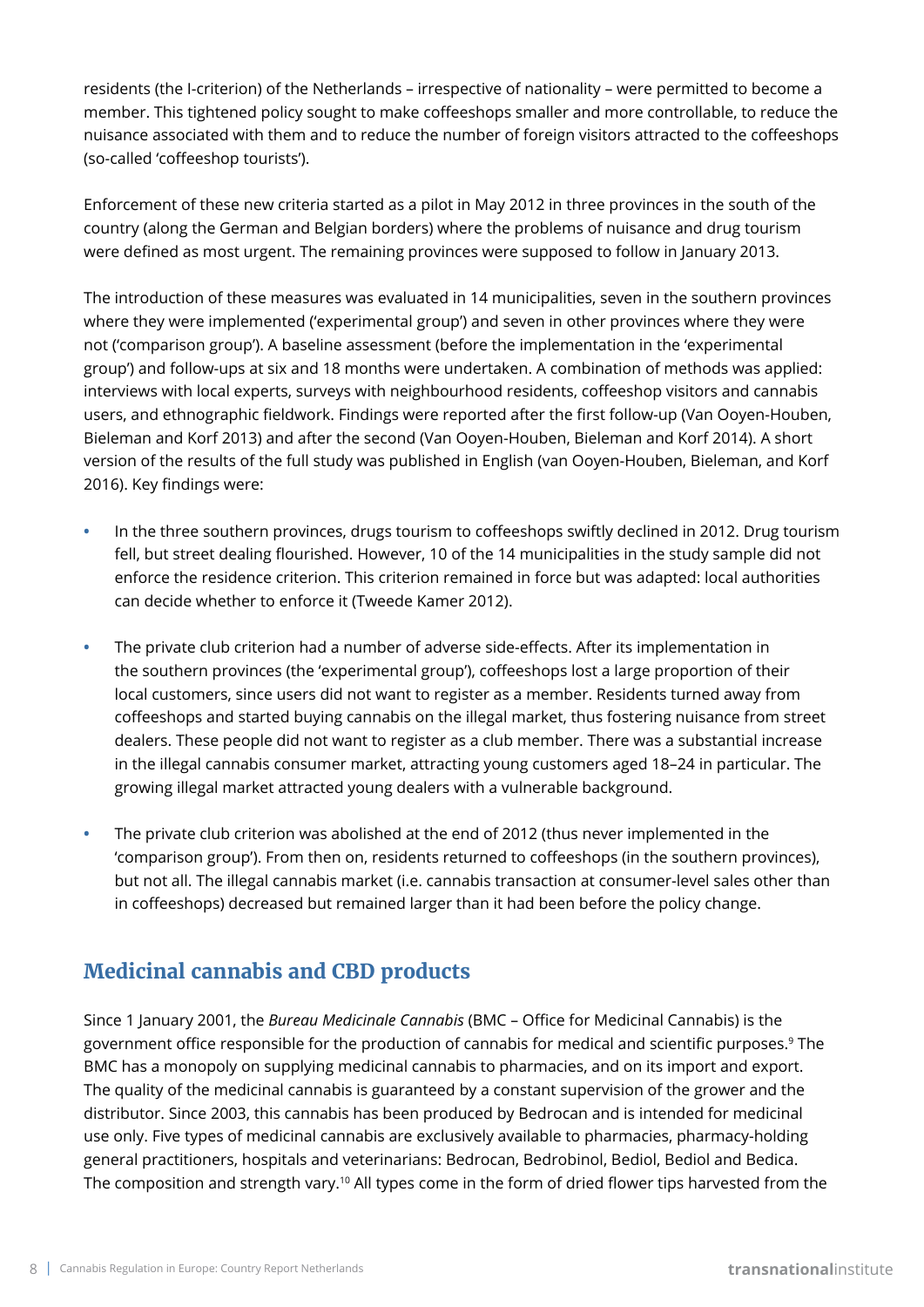residents (the I-criterion) of the Netherlands – irrespective of nationality – were permitted to become a member. This tightened policy sought to make coffeeshops smaller and more controllable, to reduce the nuisance associated with them and to reduce the number of foreign visitors attracted to the coffeeshops (so-called 'coffeeshop tourists').

Enforcement of these new criteria started as a pilot in May 2012 in three provinces in the south of the country (along the German and Belgian borders) where the problems of nuisance and drug tourism were defined as most urgent. The remaining provinces were supposed to follow in January 2013.

The introduction of these measures was evaluated in 14 municipalities, seven in the southern provinces where they were implemented ('experimental group') and seven in other provinces where they were not ('comparison group'). A baseline assessment (before the implementation in the 'experimental group') and follow-ups at six and 18 months were undertaken. A combination of methods was applied: interviews with local experts, surveys with neighbourhood residents, coffeeshop visitors and cannabis users, and ethnographic fieldwork. Findings were reported after the first follow-up (Van Ooyen-Houben, Bieleman and Korf 2013) and after the second (Van Ooyen-Houben, Bieleman and Korf 2014). A short version of the results of the full study was published in English (van Ooyen-Houben, Bieleman, and Korf 2016). Key findings were:

- In the three southern provinces, drugs tourism to coffeeshops swiftly declined in 2012. Drug tourism fell, but street dealing flourished. However, 10 of the 14 municipalities in the study sample did not enforce the residence criterion. This criterion remained in force but was adapted: local authorities can decide whether to enforce it (Tweede Kamer 2012).
- The private club criterion had a number of adverse side-effects. After its implementation in the southern provinces (the 'experimental group'), coffeeshops lost a large proportion of their local customers, since users did not want to register as a member. Residents turned away from coffeeshops and started buying cannabis on the illegal market, thus fostering nuisance from street dealers. These people did not want to register as a club member. There was a substantial increase in the illegal cannabis consumer market, attracting young customers aged 18–24 in particular. The growing illegal market attracted young dealers with a vulnerable background.
- The private club criterion was abolished at the end of 2012 (thus never implemented in the 'comparison group'). From then on, residents returned to coffeeshops (in the southern provinces), but not all. The illegal cannabis market (i.e. cannabis transaction at consumer-level sales other than in coffeeshops) decreased but remained larger than it had been before the policy change.

## Medicinal cannabis and CBD products

Since 1 January 2001, the *Bureau Medicinale Cannabis* (BMC – Office for Medicinal Cannabis) is the government office responsible for the production of cannabis for medical and scientific purposes.[9] The BMC has a monopoly on supplying medicinal cannabis to pharmacies, and on its import and export. The quality of the medicinal cannabis is guaranteed by a constant supervision of the grower and the distributor. Since 2003, this cannabis has been produced by Bedrocan and is intended for medicinal use only. Five types of medicinal cannabis are exclusively available to pharmacies, pharmacy-holding general practitioners, hospitals and veterinarians: Bedrocan, Bedrobinol, Bediol, Bediol and Bedica. The composition and strength vary.[10] All types come in the form of dried flower tips harvested from the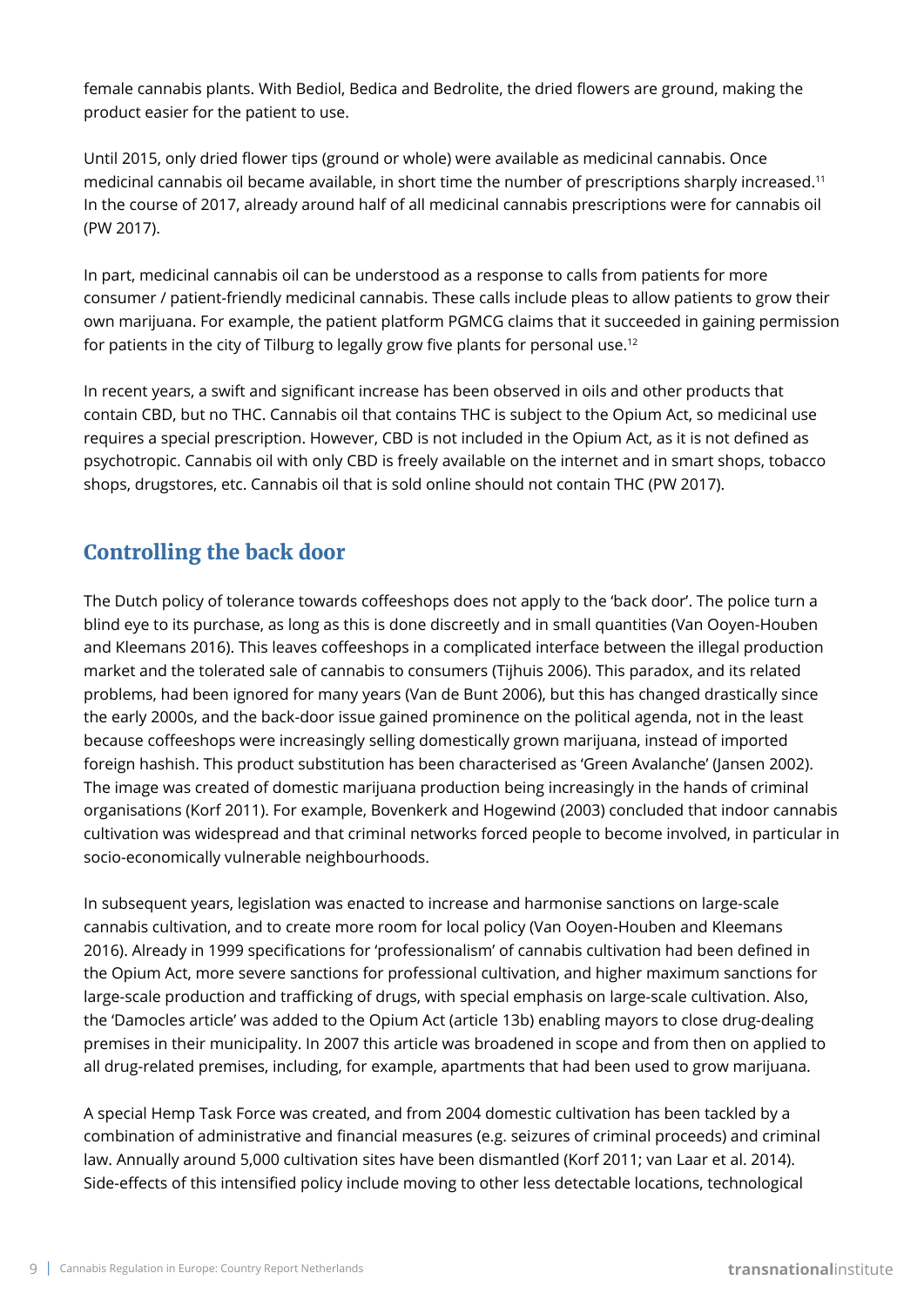female cannabis plants. With Bediol, Bedica and Bedrolite, the dried flowers are ground, making the product easier for the patient to use.

Until 2015, only dried flower tips (ground or whole) were available as medicinal cannabis. Once medicinal cannabis oil became available, in short time the number of prescriptions sharply increased.[11] In the course of 2017, already around half of all medicinal cannabis prescriptions were for cannabis oil (PW 2017).

In part, medicinal cannabis oil can be understood as a response to calls from patients for more consumer / patient-friendly medicinal cannabis. These calls include pleas to allow patients to grow their own marijuana. For example, the patient platform PGMCG claims that it succeeded in gaining permission for patients in the city of Tilburg to legally grow five plants for personal use.[12]

In recent years, a swift and significant increase has been observed in oils and other products that contain CBD, but no THC. Cannabis oil that contains THC is subject to the Opium Act, so medicinal use requires a special prescription. However, CBD is not included in the Opium Act, as it is not defined as psychotropic. Cannabis oil with only CBD is freely available on the internet and in smart shops, tobacco shops, drugstores, etc. Cannabis oil that is sold online should not contain THC (PW 2017).

## Controlling the back door

The Dutch policy of tolerance towards coffeeshops does not apply to the 'back door'. The police turn a blind eye to its purchase, as long as this is done discreetly and in small quantities (Van Ooyen-Houben and Kleemans 2016). This leaves coffeeshops in a complicated interface between the illegal production market and the tolerated sale of cannabis to consumers (Tijhuis 2006). This paradox, and its related problems, had been ignored for many years (Van de Bunt 2006), but this has changed drastically since the early 2000s, and the back-door issue gained prominence on the political agenda, not in the least because coffeeshops were increasingly selling domestically grown marijuana, instead of imported foreign hashish. This product substitution has been characterised as 'Green Avalanche' (Jansen 2002). The image was created of domestic marijuana production being increasingly in the hands of criminal organisations (Korf 2011). For example, Bovenkerk and Hogewind (2003) concluded that indoor cannabis cultivation was widespread and that criminal networks forced people to become involved, in particular in socio-economically vulnerable neighbourhoods.

In subsequent years, legislation was enacted to increase and harmonise sanctions on large-scale cannabis cultivation, and to create more room for local policy (Van Ooyen-Houben and Kleemans 2016). Already in 1999 specifications for 'professionalism' of cannabis cultivation had been defined in the Opium Act, more severe sanctions for professional cultivation, and higher maximum sanctions for large-scale production and trafficking of drugs, with special emphasis on large-scale cultivation. Also, the 'Damocles article' was added to the Opium Act (article 13b) enabling mayors to close drug-dealing premises in their municipality. In 2007 this article was broadened in scope and from then on applied to all drug-related premises, including, for example, apartments that had been used to grow marijuana.

A special Hemp Task Force was created, and from 2004 domestic cultivation has been tackled by a combination of administrative and financial measures (e.g. seizures of criminal proceeds) and criminal law. Annually around 5,000 cultivation sites have been dismantled (Korf 2011; van Laar et al. 2014). Side-effects of this intensified policy include moving to other less detectable locations, technological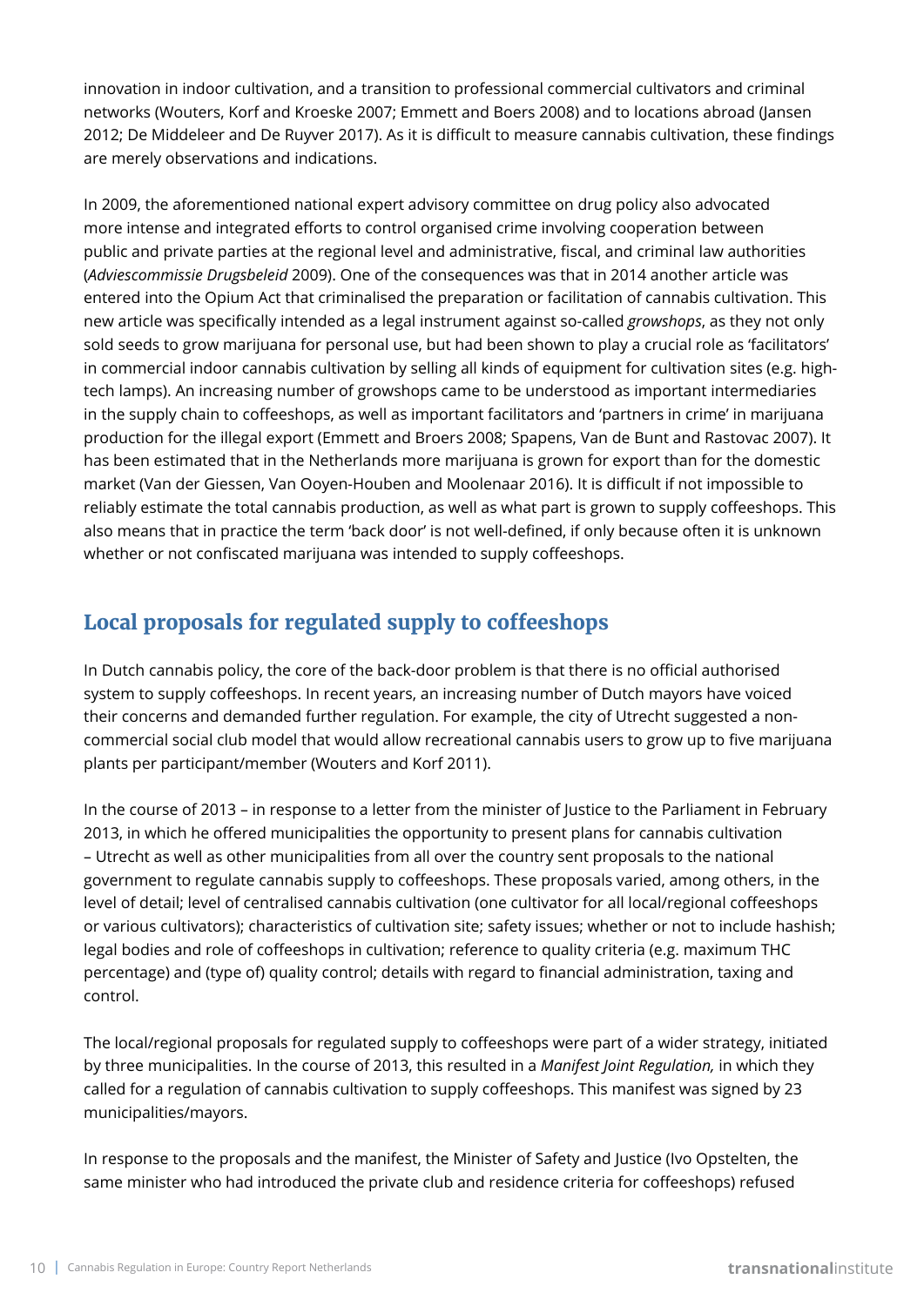innovation in indoor cultivation, and a transition to professional commercial cultivators and criminal networks (Wouters, Korf and Kroeske 2007; Emmett and Boers 2008) and to locations abroad (Jansen 2012; De Middeleer and De Ruyver 2017). As it is difficult to measure cannabis cultivation, these findings are merely observations and indications.

In 2009, the aforementioned national expert advisory committee on drug policy also advocated more intense and integrated efforts to control organised crime involving cooperation between public and private parties at the regional level and administrative, fiscal, and criminal law authorities (*Adviescommissie Drugsbeleid* 2009). One of the consequences was that in 2014 another article was entered into the Opium Act that criminalised the preparation or facilitation of cannabis cultivation. This new article was specifically intended as a legal instrument against so-called *growshops*, as they not only sold seeds to grow marijuana for personal use, but had been shown to play a crucial role as 'facilitators' in commercial indoor cannabis cultivation by selling all kinds of equipment for cultivation sites (e.g. high-tech lamps). An increasing number of growshops came to be understood as important intermediaries in the supply chain to coffeeshops, as well as important facilitators and 'partners in crime' in marijuana production for the illegal export (Emmett and Broers 2008; Spapens, Van de Bunt and Rastovac 2007). It has been estimated that in the Netherlands more marijuana is grown for export than for the domestic market (Van der Giessen, Van Ooyen-Houben and Moolenaar 2016). It is difficult if not impossible to reliably estimate the total cannabis production, as well as what part is grown to supply coffeeshops. This also means that in practice the term 'back door' is not well-defined, if only because often it is unknown whether or not confiscated marijuana was intended to supply coffeeshops.

## Local proposals for regulated supply to coffeeshops

In Dutch cannabis policy, the core of the back-door problem is that there is no official authorised system to supply coffeeshops. In recent years, an increasing number of Dutch mayors have voiced their concerns and demanded further regulation. For example, the city of Utrecht suggested a non-commercial social club model that would allow recreational cannabis users to grow up to five marijuana plants per participant/member (Wouters and Korf 2011).

In the course of 2013 – in response to a letter from the minister of Justice to the Parliament in February 2013, in which he offered municipalities the opportunity to present plans for cannabis cultivation – Utrecht as well as other municipalities from all over the country sent proposals to the national government to regulate cannabis supply to coffeeshops. These proposals varied, among others, in the level of detail; level of centralised cannabis cultivation (one cultivator for all local/regional coffeeshops or various cultivators); characteristics of cultivation site; safety issues; whether or not to include hashish; legal bodies and role of coffeeshops in cultivation; reference to quality criteria (e.g. maximum THC percentage) and (type of) quality control; details with regard to financial administration, taxing and control.

The local/regional proposals for regulated supply to coffeeshops were part of a wider strategy, initiated by three municipalities. In the course of 2013, this resulted in a *Manifest Joint Regulation,* in which they called for a regulation of cannabis cultivation to supply coffeeshops. This manifest was signed by 23 municipalities/mayors.

In response to the proposals and the manifest, the Minister of Safety and Justice (Ivo Opstelten, the same minister who had introduced the private club and residence criteria for coffeeshops) refused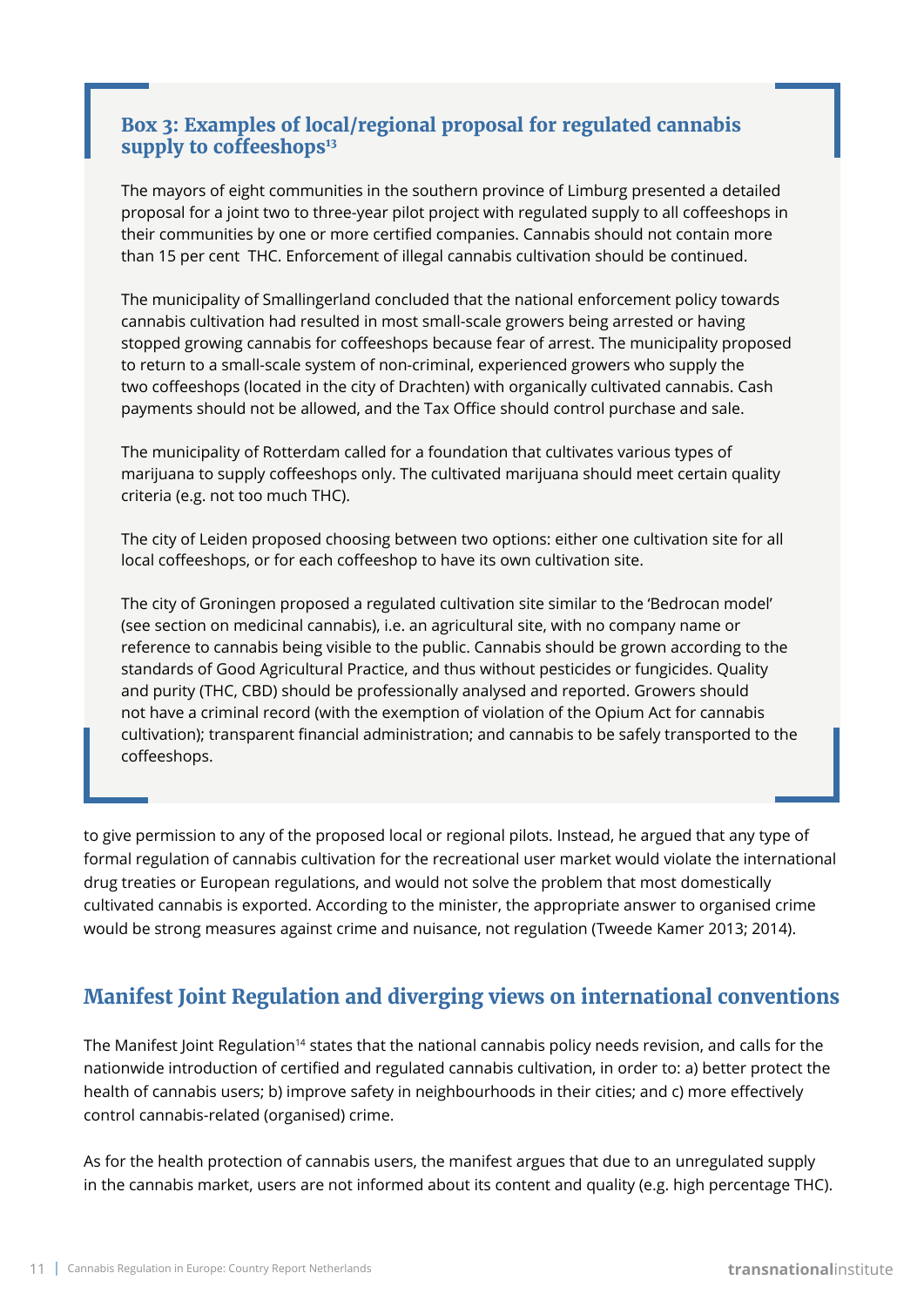### Box 3: Examples of local/regional proposal for regulated cannabis supply to coffeeshops[13]

The mayors of eight communities in the southern province of Limburg presented a detailed proposal for a joint two to three-year pilot project with regulated supply to all coffeeshops in their communities by one or more certified companies. Cannabis should not contain more than 15 per cent THC. Enforcement of illegal cannabis cultivation should be continued.

The municipality of Smallingerland concluded that the national enforcement policy towards cannabis cultivation had resulted in most small-scale growers being arrested or having stopped growing cannabis for coffeeshops because fear of arrest. The municipality proposed to return to a small-scale system of non-criminal, experienced growers who supply the two coffeeshops (located in the city of Drachten) with organically cultivated cannabis. Cash payments should not be allowed, and the Tax Office should control purchase and sale.

The municipality of Rotterdam called for a foundation that cultivates various types of marijuana to supply coffeeshops only. The cultivated marijuana should meet certain quality criteria (e.g. not too much THC).

The city of Leiden proposed choosing between two options: either one cultivation site for all local coffeeshops, or for each coffeeshop to have its own cultivation site.

The city of Groningen proposed a regulated cultivation site similar to the 'Bedrocan model' (see section on medicinal cannabis), i.e. an agricultural site, with no company name or reference to cannabis being visible to the public. Cannabis should be grown according to the standards of Good Agricultural Practice, and thus without pesticides or fungicides. Quality and purity (THC, CBD) should be professionally analysed and reported. Growers should not have a criminal record (with the exemption of violation of the Opium Act for cannabis cultivation); transparent financial administration; and cannabis to be safely transported to the coffeeshops.

to give permission to any of the proposed local or regional pilots. Instead, he argued that any type of formal regulation of cannabis cultivation for the recreational user market would violate the international drug treaties or European regulations, and would not solve the problem that most domestically cultivated cannabis is exported. According to the minister, the appropriate answer to organised crime would be strong measures against crime and nuisance, not regulation (Tweede Kamer 2013; 2014).

## Manifest Joint Regulation and diverging views on international conventions

The Manifest Joint Regulation[14] states that the national cannabis policy needs revision, and calls for the nationwide introduction of certified and regulated cannabis cultivation, in order to: a) better protect the health of cannabis users; b) improve safety in neighbourhoods in their cities; and c) more effectively control cannabis-related (organised) crime.

As for the health protection of cannabis users, the manifest argues that due to an unregulated supply in the cannabis market, users are not informed about its content and quality (e.g. high percentage THC).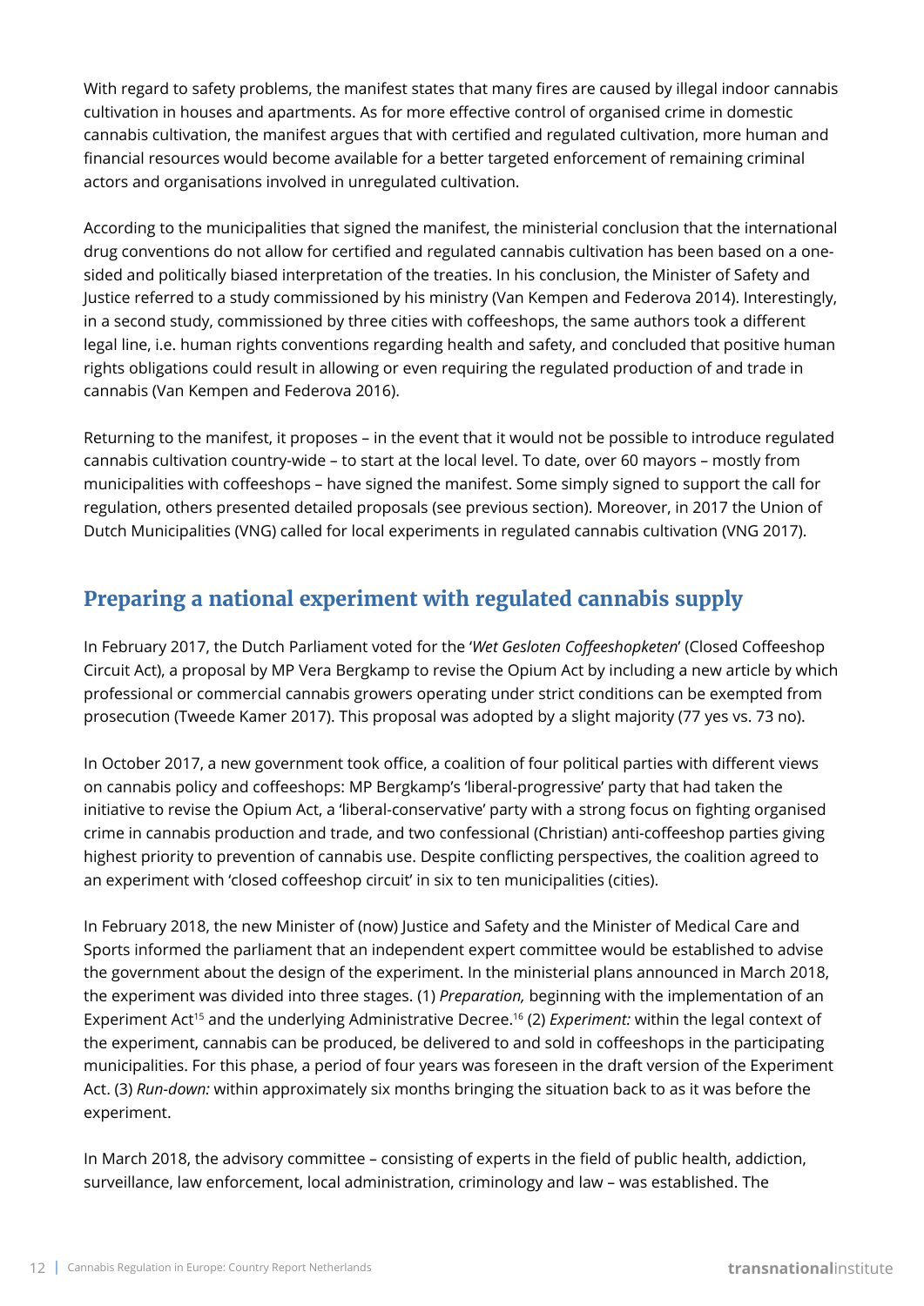With regard to safety problems, the manifest states that many fires are caused by illegal indoor cannabis cultivation in houses and apartments. As for more effective control of organised crime in domestic cannabis cultivation, the manifest argues that with certified and regulated cultivation, more human and financial resources would become available for a better targeted enforcement of remaining criminal actors and organisations involved in unregulated cultivation.

According to the municipalities that signed the manifest, the ministerial conclusion that the international drug conventions do not allow for certified and regulated cannabis cultivation has been based on a one-sided and politically biased interpretation of the treaties. In his conclusion, the Minister of Safety and Justice referred to a study commissioned by his ministry (Van Kempen and Federova 2014). Interestingly, in a second study, commissioned by three cities with coffeeshops, the same authors took a different legal line, i.e. human rights conventions regarding health and safety, and concluded that positive human rights obligations could result in allowing or even requiring the regulated production of and trade in cannabis (Van Kempen and Federova 2016).

Returning to the manifest, it proposes – in the event that it would not be possible to introduce regulated cannabis cultivation country-wide – to start at the local level. To date, over 60 mayors – mostly from municipalities with coffeeshops – have signed the manifest. Some simply signed to support the call for regulation, others presented detailed proposals (see previous section). Moreover, in 2017 the Union of Dutch Municipalities (VNG) called for local experiments in regulated cannabis cultivation (VNG 2017).

## Preparing a national experiment with regulated cannabis supply

In February 2017, the Dutch Parliament voted for the '*Wet Gesloten Coffeeshopketen*' (Closed Coffeeshop Circuit Act), a proposal by MP Vera Bergkamp to revise the Opium Act by including a new article by which professional or commercial cannabis growers operating under strict conditions can be exempted from prosecution (Tweede Kamer 2017). This proposal was adopted by a slight majority (77 yes vs. 73 no).

In October 2017, a new government took office, a coalition of four political parties with different views on cannabis policy and coffeeshops: MP Bergkamp's 'liberal-progressive' party that had taken the initiative to revise the Opium Act, a 'liberal-conservative' party with a strong focus on fighting organised crime in cannabis production and trade, and two confessional (Christian) anti-coffeeshop parties giving highest priority to prevention of cannabis use. Despite conflicting perspectives, the coalition agreed to an experiment with 'closed coffeeshop circuit' in six to ten municipalities (cities).

In February 2018, the new Minister of (now) Justice and Safety and the Minister of Medical Care and Sports informed the parliament that an independent expert committee would be established to advise the government about the design of the experiment. In the ministerial plans announced in March 2018, the experiment was divided into three stages. (1) *Preparation,* beginning with the implementation of an Experiment Act[15] and the underlying Administrative Decree.[16] (2) *Experiment:* within the legal context of the experiment, cannabis can be produced, be delivered to and sold in coffeeshops in the participating municipalities. For this phase, a period of four years was foreseen in the draft version of the Experiment Act. (3) *Run-down:* within approximately six months bringing the situation back to as it was before the experiment.

In March 2018, the advisory committee – consisting of experts in the field of public health, addiction, surveillance, law enforcement, local administration, criminology and law – was established. The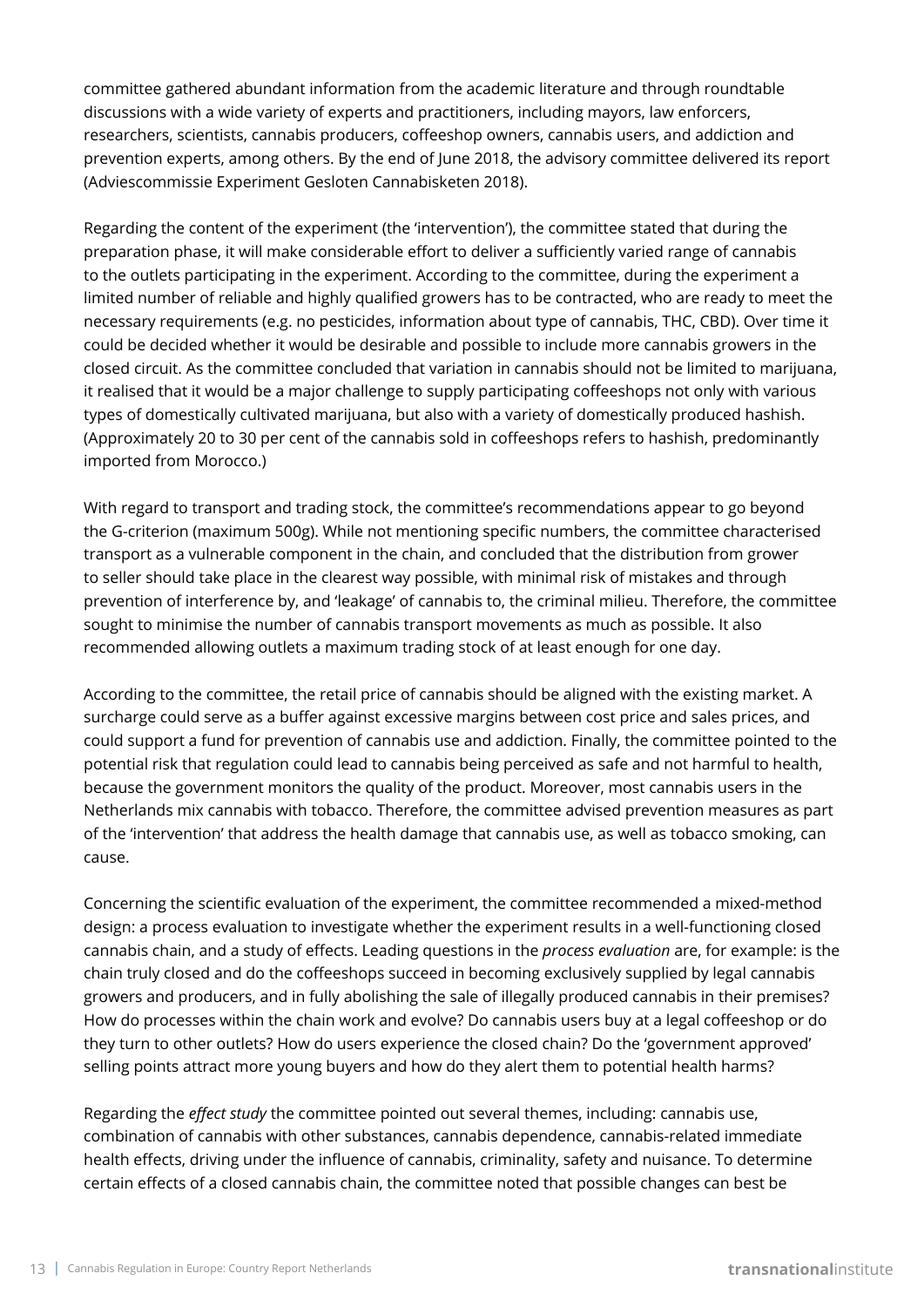committee gathered abundant information from the academic literature and through roundtable discussions with a wide variety of experts and practitioners, including mayors, law enforcers, researchers, scientists, cannabis producers, coffeeshop owners, cannabis users, and addiction and prevention experts, among others. By the end of June 2018, the advisory committee delivered its report (Adviescommissie Experiment Gesloten Cannabisketen 2018).

Regarding the content of the experiment (the 'intervention'), the committee stated that during the preparation phase, it will make considerable effort to deliver a sufficiently varied range of cannabis to the outlets participating in the experiment. According to the committee, during the experiment a limited number of reliable and highly qualified growers has to be contracted, who are ready to meet the necessary requirements (e.g. no pesticides, information about type of cannabis, THC, CBD). Over time it could be decided whether it would be desirable and possible to include more cannabis growers in the closed circuit. As the committee concluded that variation in cannabis should not be limited to marijuana, it realised that it would be a major challenge to supply participating coffeeshops not only with various types of domestically cultivated marijuana, but also with a variety of domestically produced hashish. (Approximately 20 to 30 per cent of the cannabis sold in coffeeshops refers to hashish, predominantly imported from Morocco.)

With regard to transport and trading stock, the committee's recommendations appear to go beyond the G-criterion (maximum 500g). While not mentioning specific numbers, the committee characterised transport as a vulnerable component in the chain, and concluded that the distribution from grower to seller should take place in the clearest way possible, with minimal risk of mistakes and through prevention of interference by, and 'leakage' of cannabis to, the criminal milieu. Therefore, the committee sought to minimise the number of cannabis transport movements as much as possible. It also recommended allowing outlets a maximum trading stock of at least enough for one day.

According to the committee, the retail price of cannabis should be aligned with the existing market. A surcharge could serve as a buffer against excessive margins between cost price and sales prices, and could support a fund for prevention of cannabis use and addiction. Finally, the committee pointed to the potential risk that regulation could lead to cannabis being perceived as safe and not harmful to health, because the government monitors the quality of the product. Moreover, most cannabis users in the Netherlands mix cannabis with tobacco. Therefore, the committee advised prevention measures as part of the 'intervention' that address the health damage that cannabis use, as well as tobacco smoking, can cause.

Concerning the scientific evaluation of the experiment, the committee recommended a mixed-method design: a process evaluation to investigate whether the experiment results in a well-functioning closed cannabis chain, and a study of effects. Leading questions in the *process evaluation* are, for example: is the chain truly closed and do the coffeeshops succeed in becoming exclusively supplied by legal cannabis growers and producers, and in fully abolishing the sale of illegally produced cannabis in their premises? How do processes within the chain work and evolve? Do cannabis users buy at a legal coffeeshop or do they turn to other outlets? How do users experience the closed chain? Do the 'government approved' selling points attract more young buyers and how do they alert them to potential health harms?

Regarding the *effect study* the committee pointed out several themes, including: cannabis use, combination of cannabis with other substances, cannabis dependence, cannabis-related immediate health effects, driving under the influence of cannabis, criminality, safety and nuisance. To determine certain effects of a closed cannabis chain, the committee noted that possible changes can best be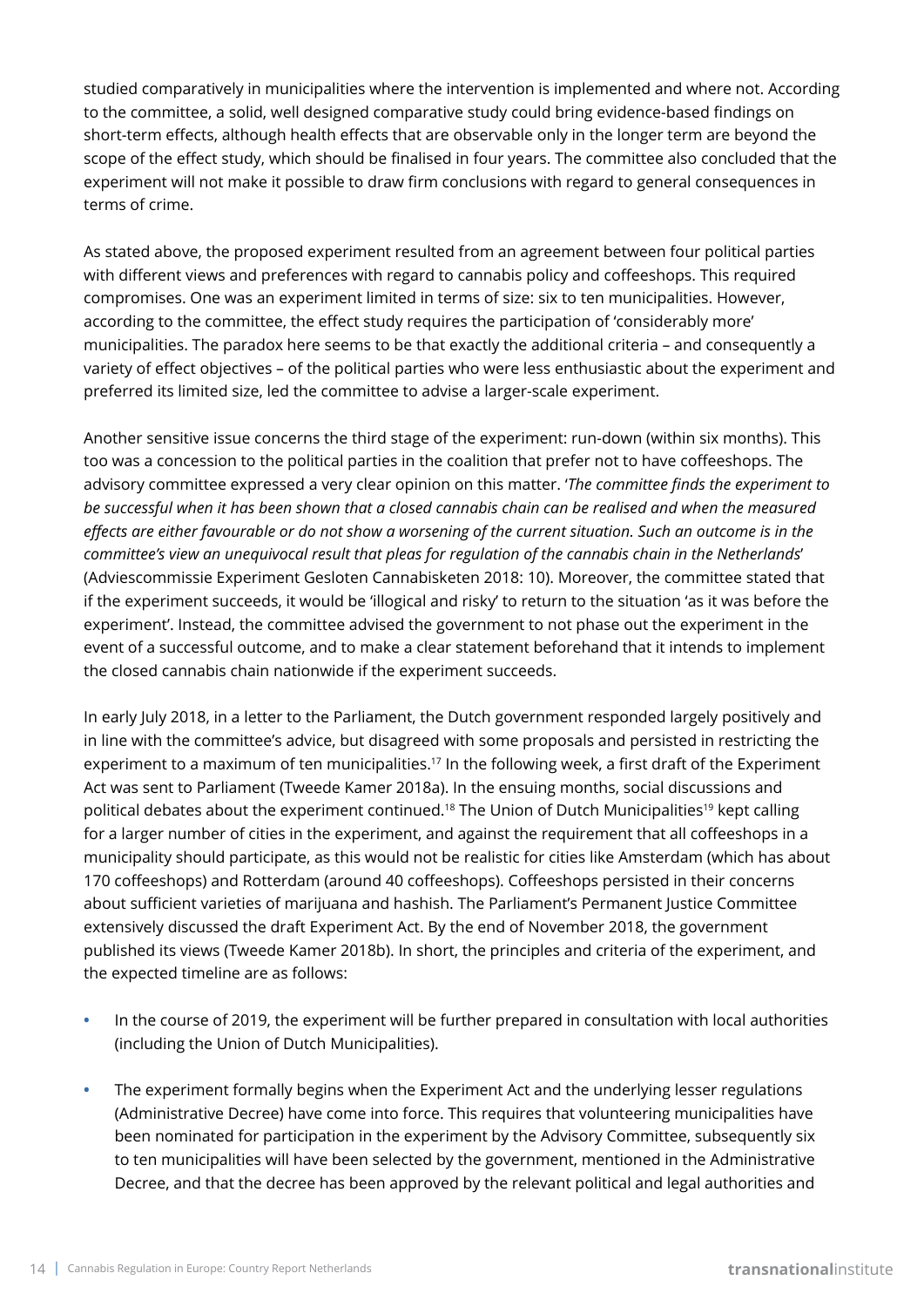studied comparatively in municipalities where the intervention is implemented and where not. According to the committee, a solid, well designed comparative study could bring evidence-based findings on short-term effects, although health effects that are observable only in the longer term are beyond the scope of the effect study, which should be finalised in four years. The committee also concluded that the experiment will not make it possible to draw firm conclusions with regard to general consequences in terms of crime.

As stated above, the proposed experiment resulted from an agreement between four political parties with different views and preferences with regard to cannabis policy and coffeeshops. This required compromises. One was an experiment limited in terms of size: six to ten municipalities. However, according to the committee, the effect study requires the participation of 'considerably more' municipalities. The paradox here seems to be that exactly the additional criteria – and consequently a variety of effect objectives – of the political parties who were less enthusiastic about the experiment and preferred its limited size, led the committee to advise a larger-scale experiment.

Another sensitive issue concerns the third stage of the experiment: run-down (within six months). This too was a concession to the political parties in the coalition that prefer not to have coffeeshops. The advisory committee expressed a very clear opinion on this matter. '*The committee finds the experiment to be successful when it has been shown that a closed cannabis chain can be realised and when the measured effects are either favourable or do not show a worsening of the current situation. Such an outcome is in the committee's view an unequivocal result that pleas for regulation of the cannabis chain in the Netherlands*' (Adviescommissie Experiment Gesloten Cannabisketen 2018: 10). Moreover, the committee stated that if the experiment succeeds, it would be 'illogical and risky' to return to the situation 'as it was before the experiment'. Instead, the committee advised the government to not phase out the experiment in the event of a successful outcome, and to make a clear statement beforehand that it intends to implement the closed cannabis chain nationwide if the experiment succeeds.

In early July 2018, in a letter to the Parliament, the Dutch government responded largely positively and in line with the committee's advice, but disagreed with some proposals and persisted in restricting the experiment to a maximum of ten municipalities.[17] In the following week, a first draft of the Experiment Act was sent to Parliament (Tweede Kamer 2018a). In the ensuing months, social discussions and political debates about the experiment continued.[18] The Union of Dutch Municipalities[19] kept calling for a larger number of cities in the experiment, and against the requirement that all coffeeshops in a municipality should participate, as this would not be realistic for cities like Amsterdam (which has about 170 coffeeshops) and Rotterdam (around 40 coffeeshops). Coffeeshops persisted in their concerns about sufficient varieties of marijuana and hashish. The Parliament's Permanent Justice Committee extensively discussed the draft Experiment Act. By the end of November 2018, the government published its views (Tweede Kamer 2018b). In short, the principles and criteria of the experiment, and the expected timeline are as follows:

- In the course of 2019, the experiment will be further prepared in consultation with local authorities (including the Union of Dutch Municipalities).

- The experiment formally begins when the Experiment Act and the underlying lesser regulations (Administrative Decree) have come into force. This requires that volunteering municipalities have been nominated for participation in the experiment by the Advisory Committee, subsequently six to ten municipalities will have been selected by the government, mentioned in the Administrative Decree, and that the decree has been approved by the relevant political and legal authorities and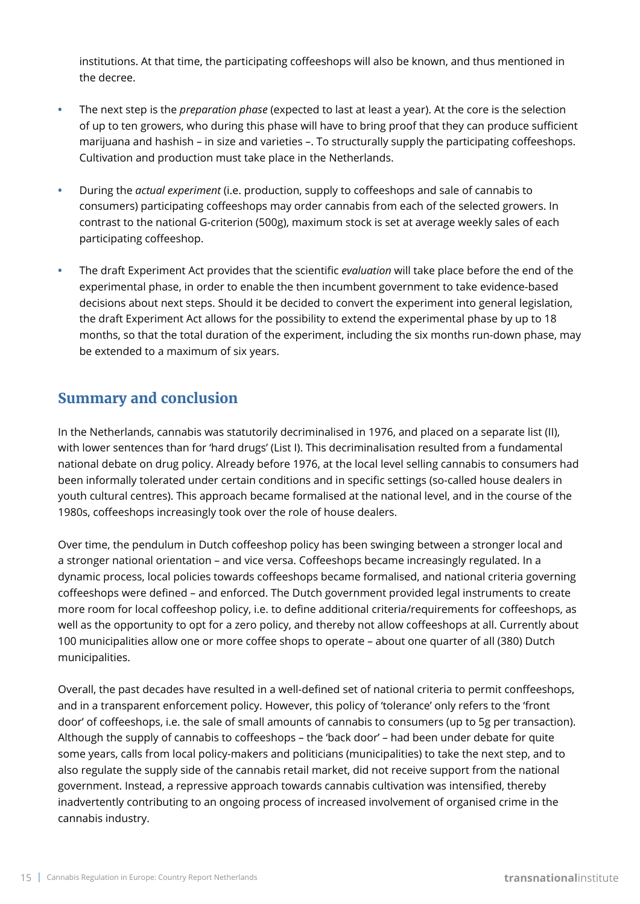institutions. At that time, the participating coffeeshops will also be known, and thus mentioned in the decree.

- The next step is the *preparation phase* (expected to last at least a year). At the core is the selection of up to ten growers, who during this phase will have to bring proof that they can produce sufficient marijuana and hashish – in size and varieties –. To structurally supply the participating coffeeshops. Cultivation and production must take place in the Netherlands.

- During the *actual experiment* (i.e. production, supply to coffeeshops and sale of cannabis to consumers) participating coffeeshops may order cannabis from each of the selected growers. In contrast to the national G-criterion (500g), maximum stock is set at average weekly sales of each participating coffeeshop.

- The draft Experiment Act provides that the scientific *evaluation* will take place before the end of the experimental phase, in order to enable the then incumbent government to take evidence-based decisions about next steps. Should it be decided to convert the experiment into general legislation, the draft Experiment Act allows for the possibility to extend the experimental phase by up to 18 months, so that the total duration of the experiment, including the six months run-down phase, may be extended to a maximum of six years.

## Summary and conclusion

In the Netherlands, cannabis was statutorily decriminalised in 1976, and placed on a separate list (II), with lower sentences than for 'hard drugs' (List I). This decriminalisation resulted from a fundamental national debate on drug policy. Already before 1976, at the local level selling cannabis to consumers had been informally tolerated under certain conditions and in specific settings (so-called house dealers in youth cultural centres). This approach became formalised at the national level, and in the course of the 1980s, coffeeshops increasingly took over the role of house dealers.

Over time, the pendulum in Dutch coffeeshop policy has been swinging between a stronger local and a stronger national orientation – and vice versa. Coffeeshops became increasingly regulated. In a dynamic process, local policies towards coffeeshops became formalised, and national criteria governing coffeeshops were defined – and enforced. The Dutch government provided legal instruments to create more room for local coffeeshop policy, i.e. to define additional criteria/requirements for coffeeshops, as well as the opportunity to opt for a zero policy, and thereby not allow coffeeshops at all. Currently about 100 municipalities allow one or more coffee shops to operate – about one quarter of all (380) Dutch municipalities.

Overall, the past decades have resulted in a well-defined set of national criteria to permit conffeeshops, and in a transparent enforcement policy. However, this policy of 'tolerance' only refers to the 'front door' of coffeeshops, i.e. the sale of small amounts of cannabis to consumers (up to 5g per transaction). Although the supply of cannabis to coffeeshops – the 'back door' – had been under debate for quite some years, calls from local policy-makers and politicians (municipalities) to take the next step, and to also regulate the supply side of the cannabis retail market, did not receive support from the national government. Instead, a repressive approach towards cannabis cultivation was intensified, thereby inadvertently contributing to an ongoing process of increased involvement of organised crime in the cannabis industry.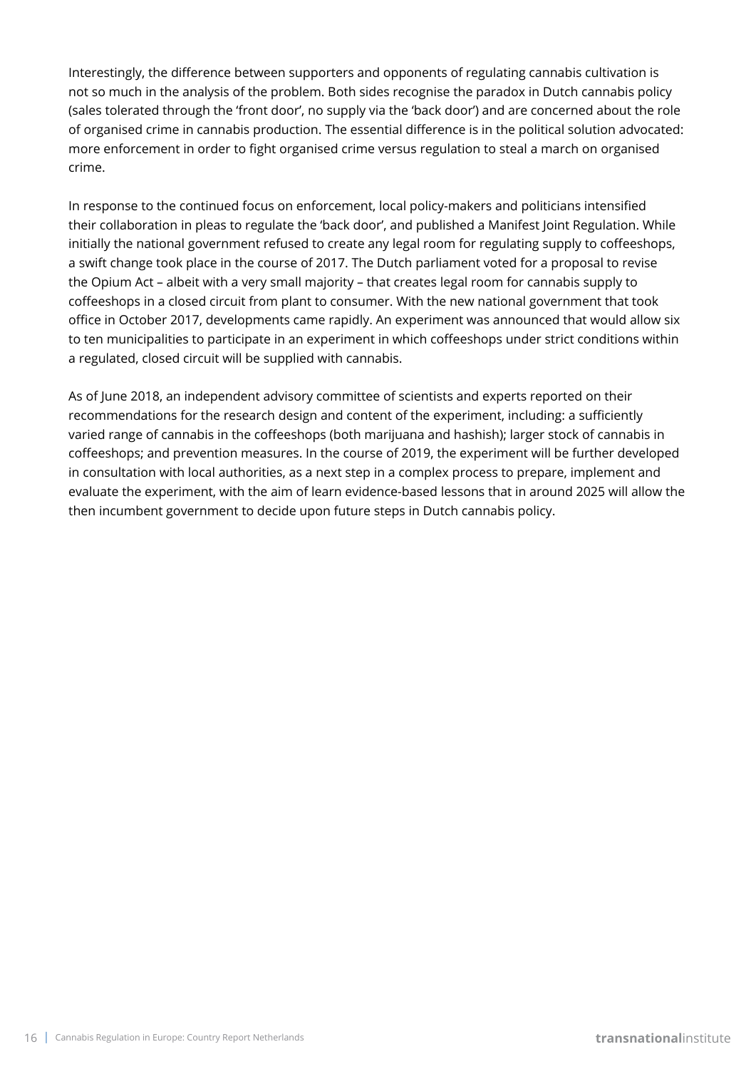Interestingly, the difference between supporters and opponents of regulating cannabis cultivation is not so much in the analysis of the problem. Both sides recognise the paradox in Dutch cannabis policy (sales tolerated through the 'front door', no supply via the 'back door') and are concerned about the role of organised crime in cannabis production. The essential difference is in the political solution advocated: more enforcement in order to fight organised crime versus regulation to steal a march on organised crime.

In response to the continued focus on enforcement, local policy-makers and politicians intensified their collaboration in pleas to regulate the 'back door', and published a Manifest Joint Regulation. While initially the national government refused to create any legal room for regulating supply to coffeeshops, a swift change took place in the course of 2017. The Dutch parliament voted for a proposal to revise the Opium Act – albeit with a very small majority – that creates legal room for cannabis supply to coffeeshops in a closed circuit from plant to consumer. With the new national government that took office in October 2017, developments came rapidly. An experiment was announced that would allow six to ten municipalities to participate in an experiment in which coffeeshops under strict conditions within a regulated, closed circuit will be supplied with cannabis.

As of June 2018, an independent advisory committee of scientists and experts reported on their recommendations for the research design and content of the experiment, including: a sufficiently varied range of cannabis in the coffeeshops (both marijuana and hashish); larger stock of cannabis in coffeeshops; and prevention measures. In the course of 2019, the experiment will be further developed in consultation with local authorities, as a next step in a complex process to prepare, implement and evaluate the experiment, with the aim of learn evidence-based lessons that in around 2025 will allow the then incumbent government to decide upon future steps in Dutch cannabis policy.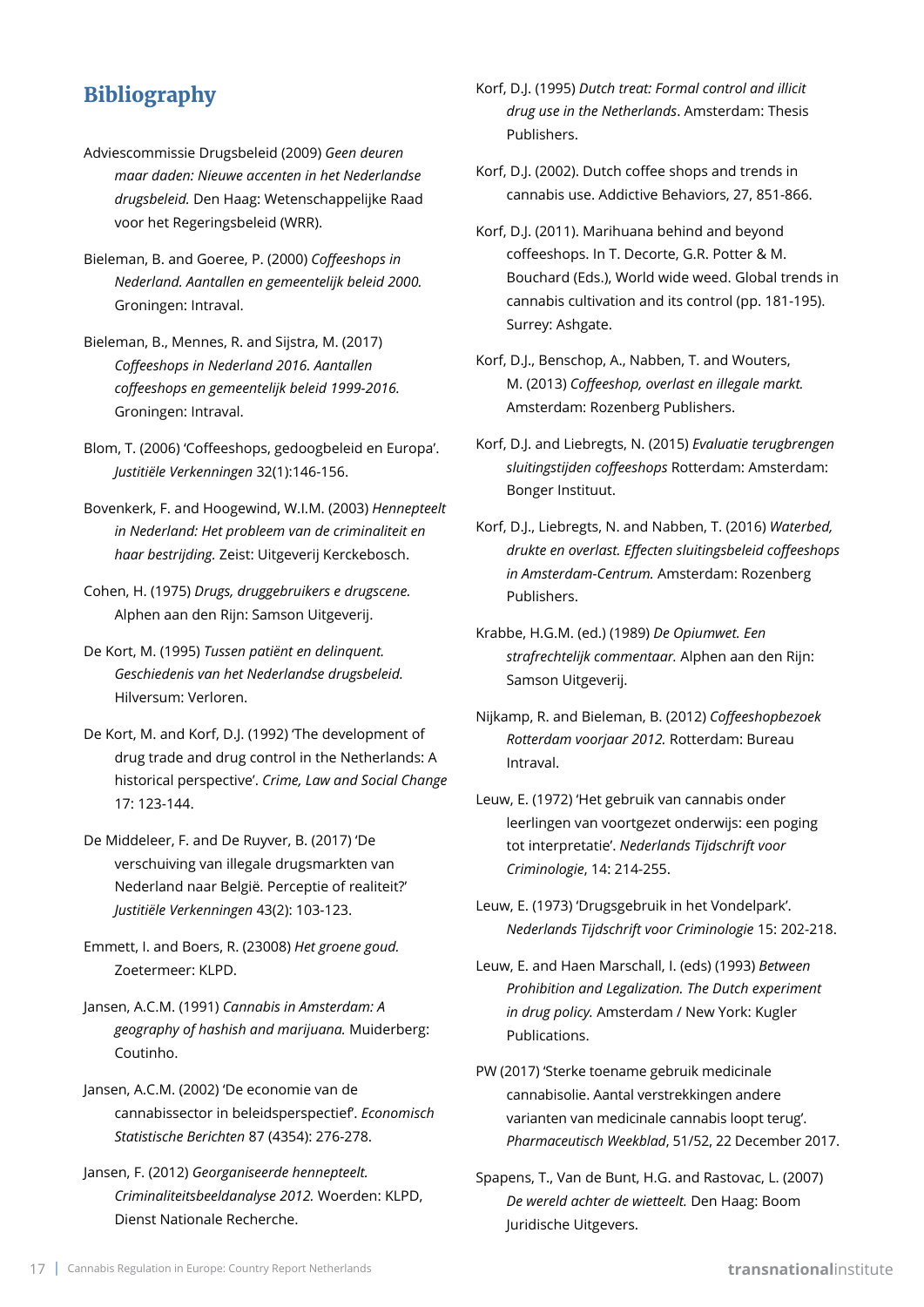## Bibliography

Adviescommissie Drugsbeleid (2009) *Geen deuren maar daden: Nieuwe accenten in het Nederlandse drugsbeleid.* Den Haag: Wetenschappelijke Raad voor het Regeringsbeleid (WRR).

Bieleman, B. and Goeree, P. (2000) *Coffeeshops in Nederland. Aantallen en gemeentelijk beleid 2000.* Groningen: Intraval.

Bieleman, B., Mennes, R. and Sijstra, M. (2017) *Coffeeshops in Nederland 2016. Aantallen coffeeshops en gemeentelijk beleid 1999-2016.* Groningen: Intraval.

Blom, T. (2006) 'Coffeeshops, gedoogbeleid en Europa'. *Justitiële Verkenningen* 32(1):146-156.

Bovenkerk, F. and Hoogewind, W.I.M. (2003) *Hennepteelt in Nederland: Het probleem van de criminaliteit en haar bestrijding.* Zeist: Uitgeverij Kerckebosch.

Cohen, H. (1975) *Drugs, druggebruikers e drugscene.* Alphen aan den Rijn: Samson Uitgeverij.

De Kort, M. (1995) *Tussen patiënt en delinquent. Geschiedenis van het Nederlandse drugsbeleid.* Hilversum: Verloren.

De Kort, M. and Korf, D.J. (1992) 'The development of drug trade and drug control in the Netherlands: A historical perspective'. *Crime, Law and Social Change* 17: 123-144.

De Middeleer, F. and De Ruyver, B. (2017) 'De verschuiving van illegale drugsmarkten van Nederland naar België. Perceptie of realiteit?' *Justitiële Verkenningen* 43(2): 103-123.

Emmett, I. and Boers, R. (23008) *Het groene goud.* Zoetermeer: KLPD.

Jansen, A.C.M. (1991) *Cannabis in Amsterdam: A geography of hashish and marijuana.* Muiderberg: Coutinho.

Jansen, A.C.M. (2002) 'De economie van de cannabissector in beleidsperspectief'. *Economisch Statistische Berichten* 87 (4354): 276-278.

Jansen, F. (2012) *Georganiseerde hennepteelt. Criminaliteitsbeeldanalyse 2012.* Woerden: KLPD, Dienst Nationale Recherche.

Korf, D.J. (1995) *Dutch treat: Formal control and illicit drug use in the Netherlands*. Amsterdam: Thesis Publishers.

Korf, D.J. (2002). Dutch coffee shops and trends in cannabis use. Addictive Behaviors, 27, 851-866.

Korf, D.J. (2011). Marihuana behind and beyond coffeeshops. In T. Decorte, G.R. Potter & M. Bouchard (Eds.), World wide weed. Global trends in cannabis cultivation and its control (pp. 181-195). Surrey: Ashgate.

Korf, D.J., Benschop, A., Nabben, T. and Wouters, M. (2013) *Coffeeshop, overlast en illegale markt.* Amsterdam: Rozenberg Publishers.

Korf, D.J. and Liebregts, N. (2015) *Evaluatie terugbrengen sluitingstijden coffeeshops* Rotterdam: Amsterdam: Bonger Instituut.

Korf, D.J., Liebregts, N. and Nabben, T. (2016) *Waterbed, drukte en overlast. Effecten sluitingsbeleid coffeeshops in Amsterdam-Centrum.* Amsterdam: Rozenberg Publishers.

Krabbe, H.G.M. (ed.) (1989) *De Opiumwet. Een strafrechtelijk commentaar.* Alphen aan den Rijn: Samson Uitgeverij.

Nijkamp, R. and Bieleman, B. (2012) *Coffeeshopbezoek Rotterdam voorjaar 2012.* Rotterdam: Bureau Intraval.

Leuw, E. (1972) 'Het gebruik van cannabis onder leerlingen van voortgezet onderwijs: een poging tot interpretatie'. *Nederlands Tijdschrift voor Criminologie*, 14: 214-255.

Leuw, E. (1973) 'Drugsgebruik in het Vondelpark'. *Nederlands Tijdschrift voor Criminologie* 15: 202-218.

Leuw, E. and Haen Marschall, I. (eds) (1993) *Between Prohibition and Legalization. The Dutch experiment in drug policy.* Amsterdam / New York: Kugler Publications.

PW (2017) 'Sterke toename gebruik medicinale cannabisolie. Aantal verstrekkingen andere varianten van medicinale cannabis loopt terug'. *Pharmaceutisch Weekblad*, 51/52, 22 December 2017.

Spapens, T., Van de Bunt, H.G. and Rastovac, L. (2007) *De wereld achter de wietteelt.* Den Haag: Boom Juridische Uitgevers.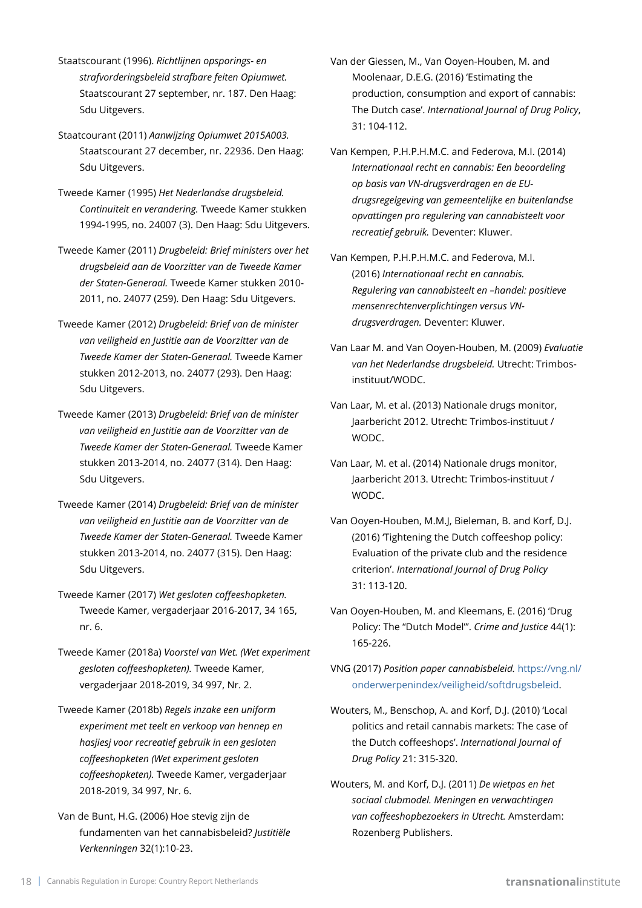Staatscourant (1996). *Richtlijnen opsporings- en strafvorderingsbeleid strafbare feiten Opiumwet.* Staatscourant 27 september, nr. 187. Den Haag: Sdu Uitgevers.

Staatcourant (2011) *Aanwijzing Opiumwet 2015A003.* Staatscourant 27 december, nr. 22936. Den Haag: Sdu Uitgevers.

Tweede Kamer (1995) *Het Nederlandse drugsbeleid. Continuïteit en verandering.* Tweede Kamer stukken 1994-1995, no. 24007 (3). Den Haag: Sdu Uitgevers.

Tweede Kamer (2011) *Drugbeleid: Brief ministers over het drugsbeleid aan de Voorzitter van de Tweede Kamer der Staten-Generaal.* Tweede Kamer stukken 2010-2011, no. 24077 (259). Den Haag: Sdu Uitgevers.

Tweede Kamer (2012) *Drugbeleid: Brief van de minister van veiligheid en Justitie aan de Voorzitter van de Tweede Kamer der Staten-Generaal.* Tweede Kamer stukken 2012-2013, no. 24077 (293). Den Haag: Sdu Uitgevers.

Tweede Kamer (2013) *Drugbeleid: Brief van de minister van veiligheid en Justitie aan de Voorzitter van de Tweede Kamer der Staten-Generaal.* Tweede Kamer stukken 2013-2014, no. 24077 (314). Den Haag: Sdu Uitgevers.

Tweede Kamer (2014) *Drugbeleid: Brief van de minister van veiligheid en Justitie aan de Voorzitter van de Tweede Kamer der Staten-Generaal.* Tweede Kamer stukken 2013-2014, no. 24077 (315). Den Haag: Sdu Uitgevers.

Tweede Kamer (2017) *Wet gesloten coffeeshopketen.* Tweede Kamer, vergaderjaar 2016-2017, 34 165, nr. 6.

Tweede Kamer (2018a) *Voorstel van Wet. (Wet experiment gesloten coffeeshopketen).* Tweede Kamer, vergaderjaar 2018-2019, 34 997, Nr. 2.

Tweede Kamer (2018b) *Regels inzake een uniform experiment met teelt en verkoop van hennep en hasjiesj voor recreatief gebruik in een gesloten coffeeshopketen (Wet experiment gesloten coffeeshopketen).* Tweede Kamer, vergaderjaar 2018-2019, 34 997, Nr. 6.

Van de Bunt, H.G. (2006) Hoe stevig zijn de fundamenten van het cannabisbeleid? *Justitiële Verkenningen* 32(1):10-23.

Van der Giessen, M., Van Ooyen-Houben, M. and Moolenaar, D.E.G. (2016) 'Estimating the production, consumption and export of cannabis: The Dutch case'. *International Journal of Drug Policy*, 31: 104-112.

Van Kempen, P.H.P.H.M.C. and Federova, M.I. (2014) *Internationaal recht en cannabis: Een beoordeling op basis van VN-drugsverdragen en de EU-drugsregelgeving van gemeentelijke en buitenlandse opvattingen pro regulering van cannabisteelt voor recreatief gebruik.* Deventer: Kluwer.

Van Kempen, P.H.P.H.M.C. and Federova, M.I. (2016) *Internationaal recht en cannabis. Regulering van cannabisteelt en –handel: positieve mensenrechtenverplichtingen versus VN-drugsverdragen.* Deventer: Kluwer.

Van Laar M. and Van Ooyen-Houben, M. (2009) *Evaluatie van het Nederlandse drugsbeleid.* Utrecht: Trimbos-instituut/WODC.

Van Laar, M. et al. (2013) Nationale drugs monitor, Jaarbericht 2012. Utrecht: Trimbos-instituut / WODC.

Van Laar, M. et al. (2014) Nationale drugs monitor, Jaarbericht 2013. Utrecht: Trimbos-instituut / WODC.

Van Ooyen-Houben, M.M.J, Bieleman, B. and Korf, D.J. (2016) 'Tightening the Dutch coffeeshop policy: Evaluation of the private club and the residence criterion'. *International Journal of Drug Policy* 31: 113-120.

Van Ooyen-Houben, M. and Kleemans, E. (2016) 'Drug Policy: The "Dutch Model"'. *Crime and Justice* 44(1): 165-226.

VNG (2017) *Position paper cannabisbeleid.* https://vng.nl/onderwerpenindex/veiligheid/softdrugsbeleid.

Wouters, M., Benschop, A. and Korf, D.J. (2010) 'Local politics and retail cannabis markets: The case of the Dutch coffeeshops'. *International Journal of Drug Policy* 21: 315-320.

Wouters, M. and Korf, D.J. (2011) *De wietpas en het sociaal clubmodel. Meningen en verwachtingen van coffeeshopbezoekers in Utrecht.* Amsterdam: Rozenberg Publishers.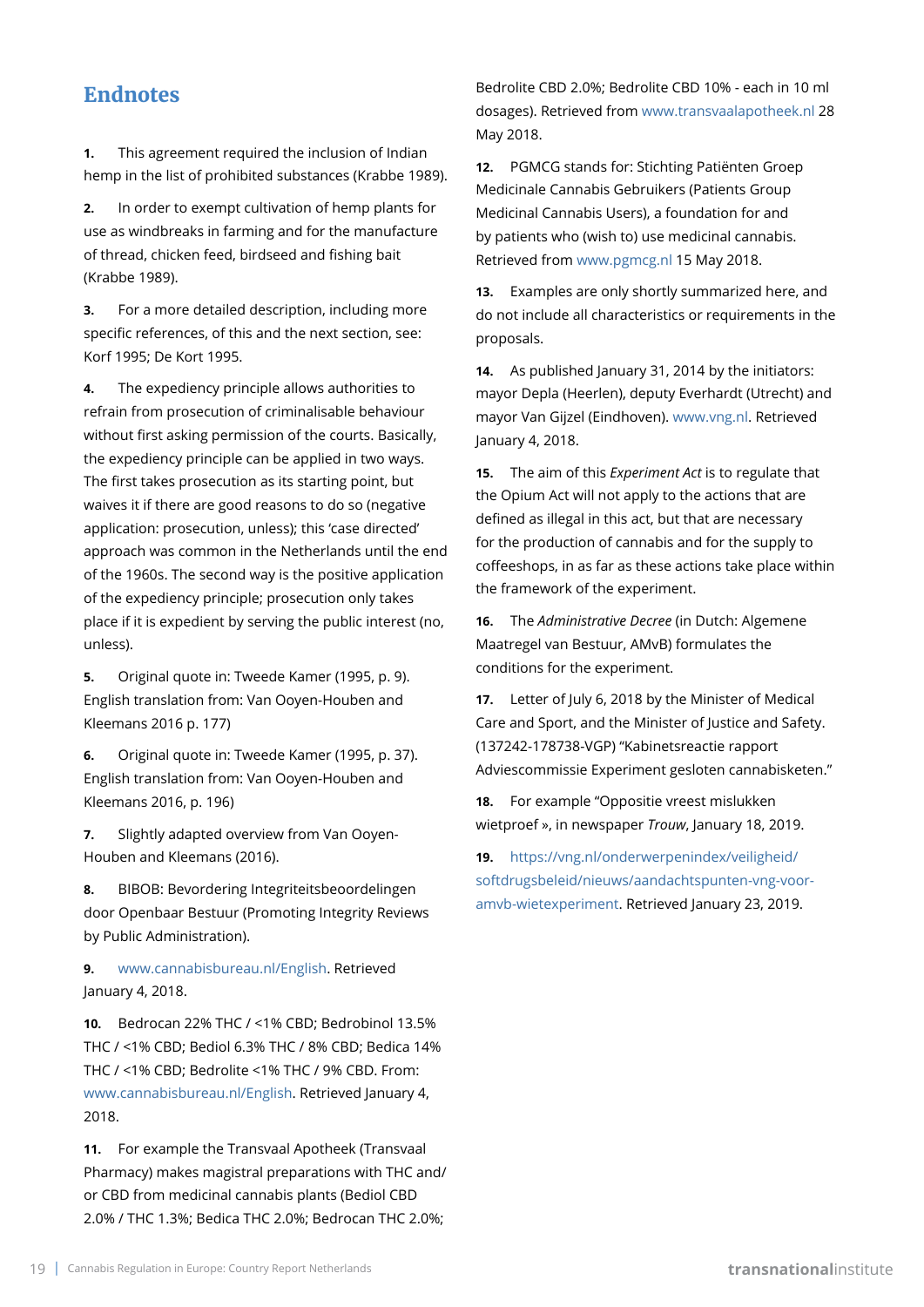## Endnotes

**1.** This agreement required the inclusion of Indian hemp in the list of prohibited substances (Krabbe 1989).

**2.** In order to exempt cultivation of hemp plants for use as windbreaks in farming and for the manufacture of thread, chicken feed, birdseed and fishing bait (Krabbe 1989).

**3.** For a more detailed description, including more specific references, of this and the next section, see: Korf 1995; De Kort 1995.

**4.** The expediency principle allows authorities to refrain from prosecution of criminalisable behaviour without first asking permission of the courts. Basically, the expediency principle can be applied in two ways. The first takes prosecution as its starting point, but waives it if there are good reasons to do so (negative application: prosecution, unless); this 'case directed' approach was common in the Netherlands until the end of the 1960s. The second way is the positive application of the expediency principle; prosecution only takes place if it is expedient by serving the public interest (no, unless).

**5.** Original quote in: Tweede Kamer (1995, p. 9). English translation from: Van Ooyen-Houben and Kleemans 2016 p. 177)

**6.** Original quote in: Tweede Kamer (1995, p. 37). English translation from: Van Ooyen-Houben and Kleemans 2016, p. 196)

**7.** Slightly adapted overview from Van Ooyen-Houben and Kleemans (2016).

**8.** BIBOB: Bevordering Integriteitsbeoordelingen door Openbaar Bestuur (Promoting Integrity Reviews by Public Administration).

**9.** www.cannabisbureau.nl/English. Retrieved January 4, 2018.

**10.** Bedrocan 22% THC / <1% CBD; Bedrobinol 13.5% THC / <1% CBD; Bediol 6.3% THC / 8% CBD; Bedica 14% THC / <1% CBD; Bedrolite <1% THC / 9% CBD. From: www.cannabisbureau.nl/English. Retrieved January 4, 2018.

**11.** For example the Transvaal Apotheek (Transvaal Pharmacy) makes magistral preparations with THC and/or CBD from medicinal cannabis plants (Bediol CBD 2.0% / THC 1.3%; Bedica THC 2.0%; Bedrocan THC 2.0%; Bedrolite CBD 2.0%; Bedrolite CBD 10% - each in 10 ml dosages). Retrieved from www.transvaalapotheek.nl 28 May 2018.

**12.** PGMCG stands for: Stichting Patiënten Groep Medicinale Cannabis Gebruikers (Patients Group Medicinal Cannabis Users), a foundation for and by patients who (wish to) use medicinal cannabis. Retrieved from www.pgmcg.nl 15 May 2018.

**13.** Examples are only shortly summarized here, and do not include all characteristics or requirements in the proposals.

**14.** As published January 31, 2014 by the initiators: mayor Depla (Heerlen), deputy Everhardt (Utrecht) and mayor Van Gijzel (Eindhoven). www.vng.nl. Retrieved January 4, 2018.

**15.** The aim of this *Experiment Act* is to regulate that the Opium Act will not apply to the actions that are defined as illegal in this act, but that are necessary for the production of cannabis and for the supply to coffeeshops, in as far as these actions take place within the framework of the experiment.

**16.** The *Administrative Decree* (in Dutch: Algemene Maatregel van Bestuur, AMvB) formulates the conditions for the experiment.

**17.** Letter of July 6, 2018 by the Minister of Medical Care and Sport, and the Minister of Justice and Safety. (137242-178738-VGP) "Kabinetsreactie rapport Adviescommissie Experiment gesloten cannabisketen."

**18.** For example "Oppositie vreest mislukken wietproef », in newspaper *Trouw*, January 18, 2019.

**19.** https://vng.nl/onderwerpenindex/veiligheid/softdrugsbeleid/nieuws/aandachtspunten-vng-voor-amvb-wietexperiment. Retrieved January 23, 2019.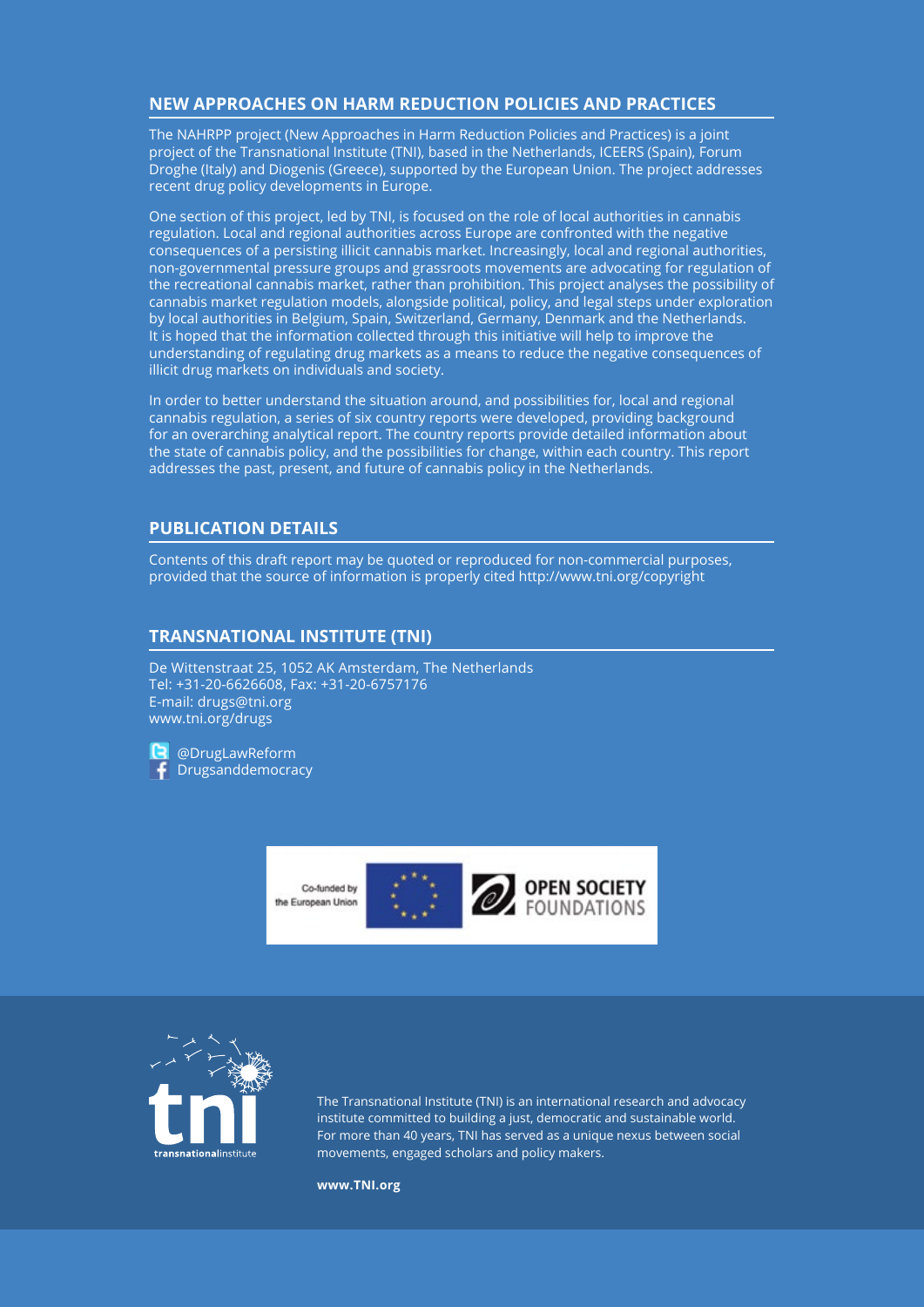## NEW APPROACHES ON HARM REDUCTION POLICIES AND PRACTICES

The NAHRPP project (New Approaches in Harm Reduction Policies and Practices) is a joint project of the Transnational Institute (TNI), based in the Netherlands, ICEERS (Spain), Forum Droghe (Italy) and Diogenis (Greece), supported by the European Union. The project addresses recent drug policy developments in Europe.

One section of this project, led by TNI, is focused on the role of local authorities in cannabis regulation. Local and regional authorities across Europe are confronted with the negative consequences of a persisting illicit cannabis market. Increasingly, local and regional authorities, non-governmental pressure groups and grassroots movements are advocating for regulation of the recreational cannabis market, rather than prohibition. This project analyses the possibility of cannabis market regulation models, alongside political, policy, and legal steps under exploration by local authorities in Belgium, Spain, Switzerland, Germany, Denmark and the Netherlands. It is hoped that the information collected through this initiative will help to improve the understanding of regulating drug markets as a means to reduce the negative consequences of illicit drug markets on individuals and society.

In order to better understand the situation around, and possibilities for, local and regional cannabis regulation, a series of six country reports were developed, providing background for an overarching analytical report. The country reports provide detailed information about the state of cannabis policy, and the possibilities for change, within each country. This report addresses the past, present, and future of cannabis policy in the Netherlands.

## PUBLICATION DETAILS

Contents of this draft report may be quoted or reproduced for non-commercial purposes, provided that the source of information is properly cited http://www.tni.org/copyright

## TRANSNATIONAL INSTITUTE (TNI)

De Wittenstraat 25, 1052 AK Amsterdam, The Netherlands
Tel: +31-20-6626608, Fax: +31-20-6757176
E-mail: drugs@tni.org
www.tni.org/drugs

@DrugLawReform
Drugsanddemocracy

Co-funded by the European Union

OPEN SOCIETY FOUNDATIONS

tni transnationalinstitute

The Transnational Institute (TNI) is an international research and advocacy institute committed to building a just, democratic and sustainable world. For more than 40 years, TNI has served as a unique nexus between social movements, engaged scholars and policy makers.

**www.TNI.org**